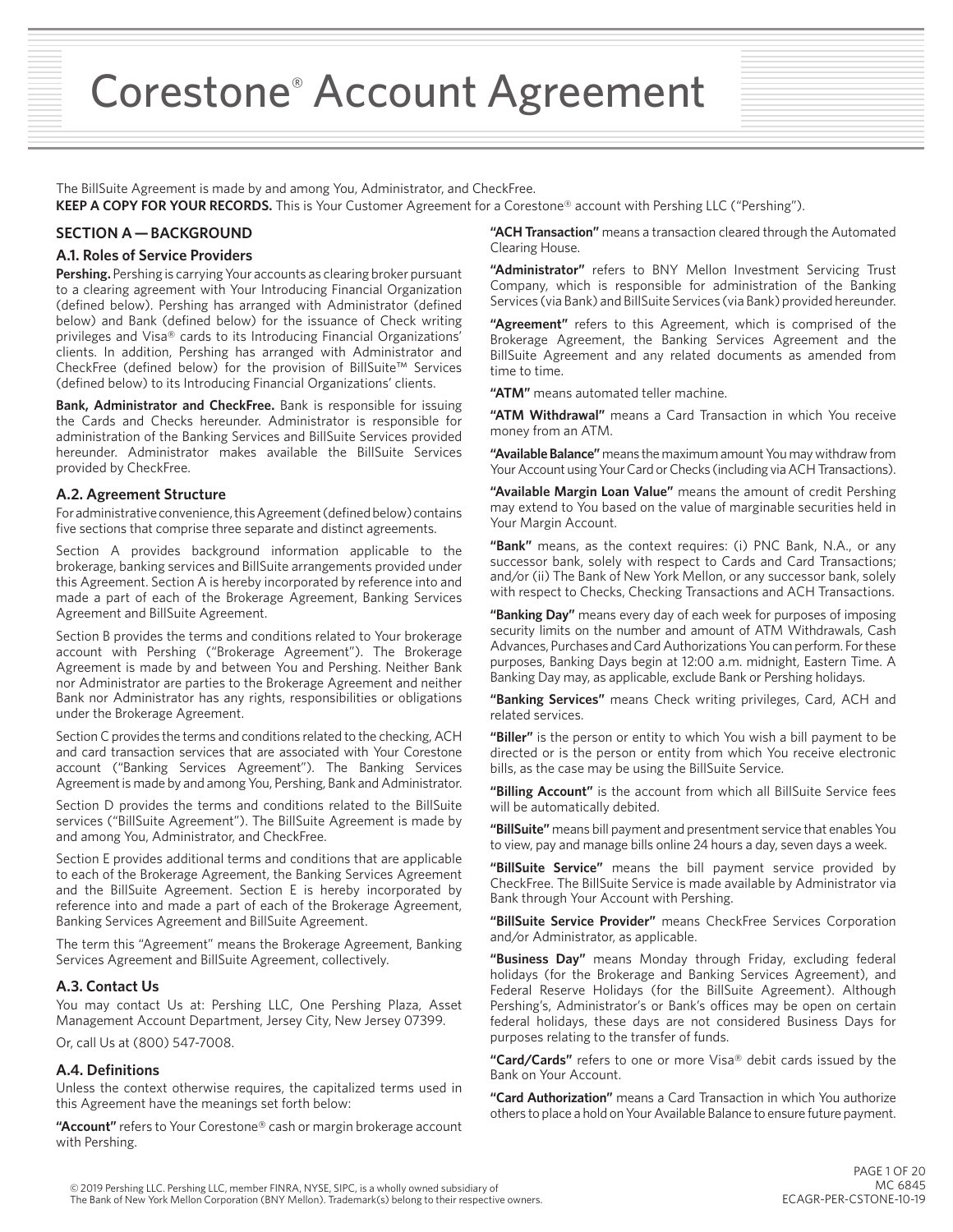# Corestone® Account Agreement

The BillSuite Agreement is made by and among You, Administrator, and CheckFree.

**KEEP A COPY FOR YOUR RECORDS.** This is Your Customer Agreement for a Corestone® account with Pershing LLC ("Pershing").

## SECTION A — BACKGROUND

### A.1. Roles of Service Providers

**Pershing.** Pershing is carrying Your accounts as clearing broker pursuant to a clearing agreement with Your Introducing Financial Organization (defined below). Pershing has arranged with Administrator (defined below) and Bank (defined below) for the issuance of Check writing privileges and Visa® cards to its Introducing Financial Organizations' clients. In addition, Pershing has arranged with Administrator and CheckFree (defined below) for the provision of BillSuite™ Services (defined below) to its Introducing Financial Organizations' clients.

**Bank, Administrator and CheckFree.** Bank is responsible for issuing the Cards and Checks hereunder. Administrator is responsible for administration of the Banking Services and BillSuite Services provided hereunder. Administrator makes available the BillSuite Services provided by CheckFree.

### A.2. Agreement Structure

For administrative convenience, this Agreement (defined below) contains five sections that comprise three separate and distinct agreements.

Section A provides background information applicable to the brokerage, banking services and BillSuite arrangements provided under this Agreement. Section A is hereby incorporated by reference into and made a part of each of the Brokerage Agreement, Banking Services Agreement and BillSuite Agreement.

Section B provides the terms and conditions related to Your brokerage account with Pershing ("Brokerage Agreement"). The Brokerage Agreement is made by and between You and Pershing. Neither Bank nor Administrator are parties to the Brokerage Agreement and neither Bank nor Administrator has any rights, responsibilities or obligations under the Brokerage Agreement.

Section C provides the terms and conditions related to the checking, ACH and card transaction services that are associated with Your Corestone account ("Banking Services Agreement"). The Banking Services Agreement is made by and among You, Pershing, Bank and Administrator.

Section D provides the terms and conditions related to the BillSuite services ("BillSuite Agreement"). The BillSuite Agreement is made by and among You, Administrator, and CheckFree.

Section E provides additional terms and conditions that are applicable to each of the Brokerage Agreement, the Banking Services Agreement and the BillSuite Agreement. Section E is hereby incorporated by reference into and made a part of each of the Brokerage Agreement, Banking Services Agreement and BillSuite Agreement.

The term this "Agreement" means the Brokerage Agreement, Banking Services Agreement and BillSuite Agreement, collectively.

### A.3. Contact Us

You may contact Us at: Pershing LLC, One Pershing Plaza, Asset Management Account Department, Jersey City, New Jersey 07399.

Or, call Us at (800) 547-7008.

### A.4. Definitions

Unless the context otherwise requires, the capitalized terms used in this Agreement have the meanings set forth below:

**"Account"** refers to Your Corestone® cash or margin brokerage account with Pershing.

**"ACH Transaction"** means a transaction cleared through the Automated Clearing House.

**"Administrator"** refers to BNY Mellon Investment Servicing Trust Company, which is responsible for administration of the Banking Services (via Bank) and BillSuite Services (via Bank) provided hereunder.

**"Agreement"** refers to this Agreement, which is comprised of the Brokerage Agreement, the Banking Services Agreement and the BillSuite Agreement and any related documents as amended from time to time.

**"ATM"** means automated teller machine.

**"ATM Withdrawal"** means a Card Transaction in which You receive money from an ATM.

**"Available Balance"** means the maximum amount You may withdraw from Your Account using Your Card or Checks (including via ACH Transactions).

**"Available Margin Loan Value"** means the amount of credit Pershing may extend to You based on the value of marginable securities held in Your Margin Account.

**"Bank"** means, as the context requires: (i) PNC Bank, N.A., or any successor bank, solely with respect to Cards and Card Transactions; and/or (ii) The Bank of New York Mellon, or any successor bank, solely with respect to Checks, Checking Transactions and ACH Transactions.

**"Banking Day"** means every day of each week for purposes of imposing security limits on the number and amount of ATM Withdrawals, Cash Advances, Purchases and Card Authorizations You can perform. For these purposes, Banking Days begin at 12:00 a.m. midnight, Eastern Time. A Banking Day may, as applicable, exclude Bank or Pershing holidays.

**"Banking Services"** means Check writing privileges, Card, ACH and related services.

**"Biller"** is the person or entity to which You wish a bill payment to be directed or is the person or entity from which You receive electronic bills, as the case may be using the BillSuite Service.

**"Billing Account"** is the account from which all BillSuite Service fees will be automatically debited.

**"BillSuite"** means bill payment and presentment service that enables You to view, pay and manage bills online 24 hours a day, seven days a week.

**"BillSuite Service"** means the bill payment service provided by CheckFree. The BillSuite Service is made available by Administrator via Bank through Your Account with Pershing.

**"BillSuite Service Provider"** means CheckFree Services Corporation and/or Administrator, as applicable.

**"Business Day"** means Monday through Friday, excluding federal holidays (for the Brokerage and Banking Services Agreement), and Federal Reserve Holidays (for the BillSuite Agreement). Although Pershing's, Administrator's or Bank's offices may be open on certain federal holidays, these days are not considered Business Days for purposes relating to the transfer of funds.

**"Card/Cards"** refers to one or more Visa® debit cards issued by the Bank on Your Account.

**"Card Authorization"** means a Card Transaction in which You authorize others to place a hold on Your Available Balance to ensure future payment.

© 2019 Pershing LLC. Pershing LLC, member FINRA, NYSE, SIPC, is a wholly owned subsidiary of The Bank of New York Mellon Corporation (BNY Mellon). Trademark(s) belong to their respective owners.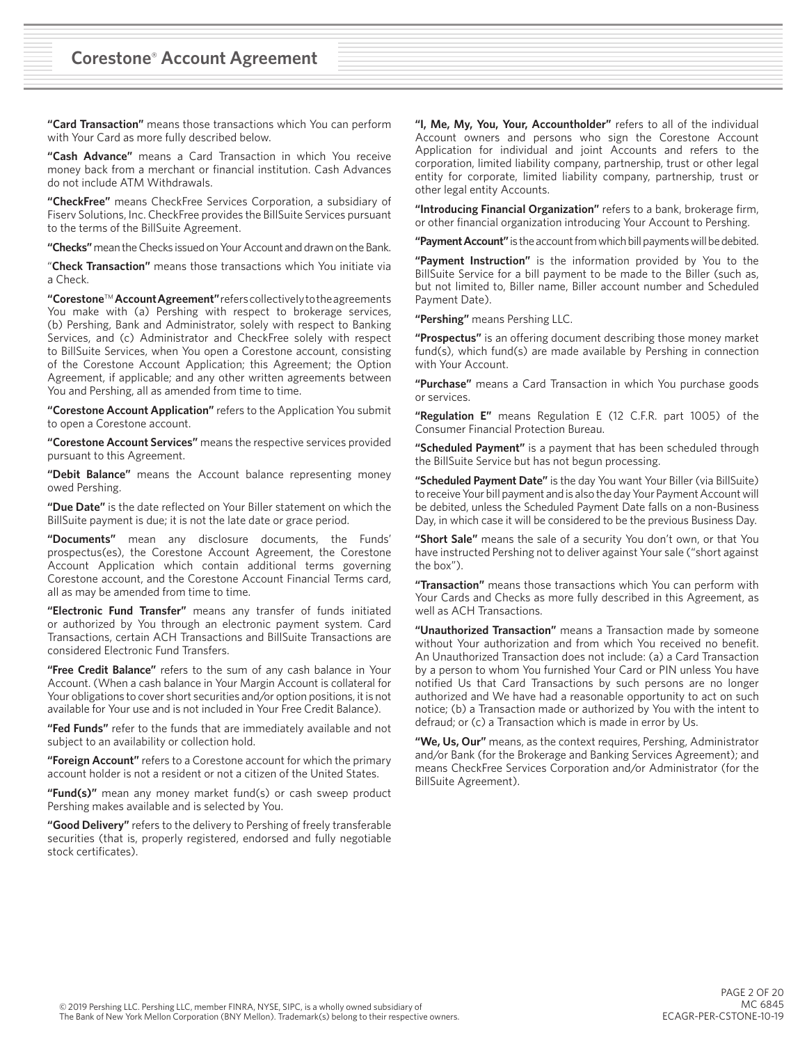# Corestone® Account Agreement

**"Card Transaction"** means those transactions which You can perform with Your Card as more fully described below.

**"Cash Advance"** means a Card Transaction in which You receive money back from a merchant or financial institution. Cash Advances do not include ATM Withdrawals.

**"CheckFree"** means CheckFree Services Corporation, a subsidiary of Fiserv Solutions, Inc. CheckFree provides the BillSuite Services pursuant to the terms of the BillSuite Agreement.

**"Checks"** mean the Checks issued on Your Account and drawn on the Bank.

"**Check Transaction"** means those transactions which You initiate via a Check.

**"Corestone™ Account Agreement"** refers collectively to the agreements You make with (a) Pershing with respect to brokerage services, (b) Pershing, Bank and Administrator, solely with respect to Banking Services, and (c) Administrator and CheckFree solely with respect to BillSuite Services, when You open a Corestone account, consisting of the Corestone Account Application; this Agreement; the Option Agreement, if applicable; and any other written agreements between You and Pershing, all as amended from time to time.

**"Corestone Account Application"** refers to the Application You submit to open a Corestone account.

**"Corestone Account Services"** means the respective services provided pursuant to this Agreement.

**"Debit Balance"** means the Account balance representing money owed Pershing.

**"Due Date"** is the date reflected on Your Biller statement on which the BillSuite payment is due; it is not the late date or grace period.

**"Documents"** mean any disclosure documents, the Funds' prospectus(es), the Corestone Account Agreement, the Corestone Account Application which contain additional terms governing Corestone account, and the Corestone Account Financial Terms card, all as may be amended from time to time.

**"Electronic Fund Transfer"** means any transfer of funds initiated or authorized by You through an electronic payment system. Card Transactions, certain ACH Transactions and BillSuite Transactions are considered Electronic Fund Transfers.

**"Free Credit Balance"** refers to the sum of any cash balance in Your Account. (When a cash balance in Your Margin Account is collateral for Your obligations to cover short securities and/or option positions, it is not available for Your use and is not included in Your Free Credit Balance).

**"Fed Funds"** refer to the funds that are immediately available and not subject to an availability or collection hold.

**"Foreign Account"** refers to a Corestone account for which the primary account holder is not a resident or not a citizen of the United States.

**"Fund(s)"** mean any money market fund(s) or cash sweep product Pershing makes available and is selected by You.

**"Good Delivery"** refers to the delivery to Pershing of freely transferable securities (that is, properly registered, endorsed and fully negotiable stock certificates).

**"I, Me, My, You, Your, Accountholder"** refers to all of the individual Account owners and persons who sign the Corestone Account Application for individual and joint Accounts and refers to the corporation, limited liability company, partnership, trust or other legal entity for corporate, limited liability company, partnership, trust or other legal entity Accounts.

**"Introducing Financial Organization"** refers to a bank, brokerage firm, or other financial organization introducing Your Account to Pershing.

**"Payment Account"** is the account from which bill payments will be debited.

**"Payment Instruction"** is the information provided by You to the BillSuite Service for a bill payment to be made to the Biller (such as, but not limited to, Biller name, Biller account number and Scheduled Payment Date).

**"Pershing"** means Pershing LLC.

**"Prospectus"** is an offering document describing those money market fund(s), which fund(s) are made available by Pershing in connection with Your Account.

**"Purchase"** means a Card Transaction in which You purchase goods or services.

**"Regulation E"** means Regulation E (12 C.F.R. part 1005) of the Consumer Financial Protection Bureau.

**"Scheduled Payment"** is a payment that has been scheduled through the BillSuite Service but has not begun processing.

**"Scheduled Payment Date"** is the day You want Your Biller (via BillSuite) to receive Your bill payment and is also the day Your Payment Account will be debited, unless the Scheduled Payment Date falls on a non-Business Day, in which case it will be considered to be the previous Business Day.

**"Short Sale"** means the sale of a security You don't own, or that You have instructed Pershing not to deliver against Your sale ("short against the box").

**"Transaction"** means those transactions which You can perform with Your Cards and Checks as more fully described in this Agreement, as well as ACH Transactions.

**"Unauthorized Transaction"** means a Transaction made by someone without Your authorization and from which You received no benefit. An Unauthorized Transaction does not include: (a) a Card Transaction by a person to whom You furnished Your Card or PIN unless You have notified Us that Card Transactions by such persons are no longer authorized and We have had a reasonable opportunity to act on such notice; (b) a Transaction made or authorized by You with the intent to defraud; or (c) a Transaction which is made in error by Us.

**"We, Us, Our"** means, as the context requires, Pershing, Administrator and/or Bank (for the Brokerage and Banking Services Agreement); and means CheckFree Services Corporation and/or Administrator (for the BillSuite Agreement).

© 2019 Pershing LLC. Pershing LLC, member FINRA, NYSE, SIPC, is a wholly owned subsidiary of The Bank of New York Mellon Corporation (BNY Mellon). Trademark(s) belong to their respective owners.

MC 6845
ECAGR-PER-CSTONE-10-19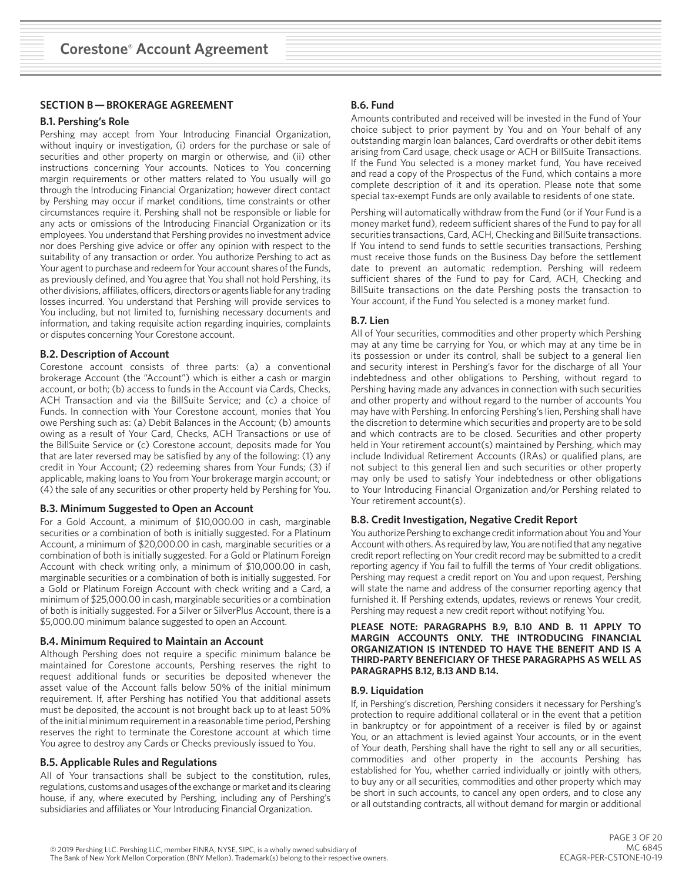## SECTION B — BROKERAGE AGREEMENT

### B.1. Pershing's Role

Pershing may accept from Your Introducing Financial Organization, without inquiry or investigation, (i) orders for the purchase or sale of securities and other property on margin or otherwise, and (ii) other instructions concerning Your accounts. Notices to You concerning margin requirements or other matters related to You usually will go through the Introducing Financial Organization; however direct contact by Pershing may occur if market conditions, time constraints or other circumstances require it. Pershing shall not be responsible or liable for any acts or omissions of the Introducing Financial Organization or its employees. You understand that Pershing provides no investment advice nor does Pershing give advice or offer any opinion with respect to the suitability of any transaction or order. You authorize Pershing to act as Your agent to purchase and redeem for Your account shares of the Funds, as previously defined, and You agree that You shall not hold Pershing, its other divisions, affiliates, officers, directors or agents liable for any trading losses incurred. You understand that Pershing will provide services to You including, but not limited to, furnishing necessary documents and information, and taking requisite action regarding inquiries, complaints or disputes concerning Your Corestone account.

### B.2. Description of Account

Corestone account consists of three parts: (a) a conventional brokerage Account (the "Account") which is either a cash or margin account, or both; (b) access to funds in the Account via Cards, Checks, ACH Transaction and via the BillSuite Service; and (c) a choice of Funds. In connection with Your Corestone account, monies that You owe Pershing such as: (a) Debit Balances in the Account; (b) amounts owing as a result of Your Card, Checks, ACH Transactions or use of the BillSuite Service or (c) Corestone account, deposits made for You that are later reversed may be satisfied by any of the following: (1) any credit in Your Account; (2) redeeming shares from Your Funds; (3) if applicable, making loans to You from Your brokerage margin account; or (4) the sale of any securities or other property held by Pershing for You.

### B.3. Minimum Suggested to Open an Account

For a Gold Account, a minimum of $10,000.00 in cash, marginable securities or a combination of both is initially suggested. For a Platinum Account, a minimum of $20,000.00 in cash, marginable securities or a combination of both is initially suggested. For a Gold or Platinum Foreign Account with check writing only, a minimum of $10,000.00 in cash, marginable securities or a combination of both is initially suggested. For a Gold or Platinum Foreign Account with check writing and a Card, a minimum of $25,000.00 in cash, marginable securities or a combination of both is initially suggested. For a Silver or SilverPlus Account, there is a $5,000.00 minimum balance suggested to open an Account.

### B.4. Minimum Required to Maintain an Account

Although Pershing does not require a specific minimum balance be maintained for Corestone accounts, Pershing reserves the right to request additional funds or securities be deposited whenever the asset value of the Account falls below 50% of the initial minimum requirement. If, after Pershing has notified You that additional assets must be deposited, the account is not brought back up to at least 50% of the initial minimum requirement in a reasonable time period, Pershing reserves the right to terminate the Corestone account at which time You agree to destroy any Cards or Checks previously issued to You.

### B.5. Applicable Rules and Regulations

All of Your transactions shall be subject to the constitution, rules, regulations, customs and usages of the exchange or market and its clearing house, if any, where executed by Pershing, including any of Pershing's subsidiaries and affiliates or Your Introducing Financial Organization.

### B.6. Fund

Amounts contributed and received will be invested in the Fund of Your choice subject to prior payment by You and on Your behalf of any outstanding margin loan balances, Card overdrafts or other debit items arising from Card usage, check usage or ACH or BillSuite Transactions. If the Fund You selected is a money market fund, You have received and read a copy of the Prospectus of the Fund, which contains a more complete description of it and its operation. Please note that some special tax-exempt Funds are only available to residents of one state.

Pershing will automatically withdraw from the Fund (or if Your Fund is a money market fund), redeem sufficient shares of the Fund to pay for all securities transactions, Card, ACH, Checking and BillSuite transactions. If You intend to send funds to settle securities transactions, Pershing must receive those funds on the Business Day before the settlement date to prevent an automatic redemption. Pershing will redeem sufficient shares of the Fund to pay for Card, ACH, Checking and BillSuite transactions on the date Pershing posts the transaction to Your account, if the Fund You selected is a money market fund.

### B.7. Lien

All of Your securities, commodities and other property which Pershing may at any time be carrying for You, or which may at any time be in its possession or under its control, shall be subject to a general lien and security interest in Pershing's favor for the discharge of all Your indebtedness and other obligations to Pershing, without regard to Pershing having made any advances in connection with such securities and other property and without regard to the number of accounts You may have with Pershing. In enforcing Pershing's lien, Pershing shall have the discretion to determine which securities and property are to be sold and which contracts are to be closed. Securities and other property held in Your retirement account(s) maintained by Pershing, which may include Individual Retirement Accounts (IRAs) or qualified plans, are not subject to this general lien and such securities or other property may only be used to satisfy Your indebtedness or other obligations to Your Introducing Financial Organization and/or Pershing related to Your retirement account(s).

### B.8. Credit Investigation, Negative Credit Report

You authorize Pershing to exchange credit information about You and Your Account with others. As required by law, You are notified that any negative credit report reflecting on Your credit record may be submitted to a credit reporting agency if You fail to fulfill the terms of Your credit obligations. Pershing may request a credit report on You and upon request, Pershing will state the name and address of the consumer reporting agency that furnished it. If Pershing extends, updates, reviews or renews Your credit, Pershing may request a new credit report without notifying You.

**PLEASE NOTE: PARAGRAPHS B.9, B.10 AND B. 11 APPLY TO MARGIN ACCOUNTS ONLY. THE INTRODUCING FINANCIAL ORGANIZATION IS INTENDED TO HAVE THE BENEFIT AND IS A THIRD-PARTY BENEFICIARY OF THESE PARAGRAPHS AS WELL AS PARAGRAPHS B.12, B.13 AND B.14.**

### B.9. Liquidation

If, in Pershing's discretion, Pershing considers it necessary for Pershing's protection to require additional collateral or in the event that a petition in bankruptcy or for appointment of a receiver is filed by or against You, or an attachment is levied against Your accounts, or in the event of Your death, Pershing shall have the right to sell any or all securities, commodities and other property in the accounts Pershing has established for You, whether carried individually or jointly with others, to buy any or all securities, commodities and other property which may be short in such accounts, to cancel any open orders, and to close any or all outstanding contracts, all without demand for margin or additional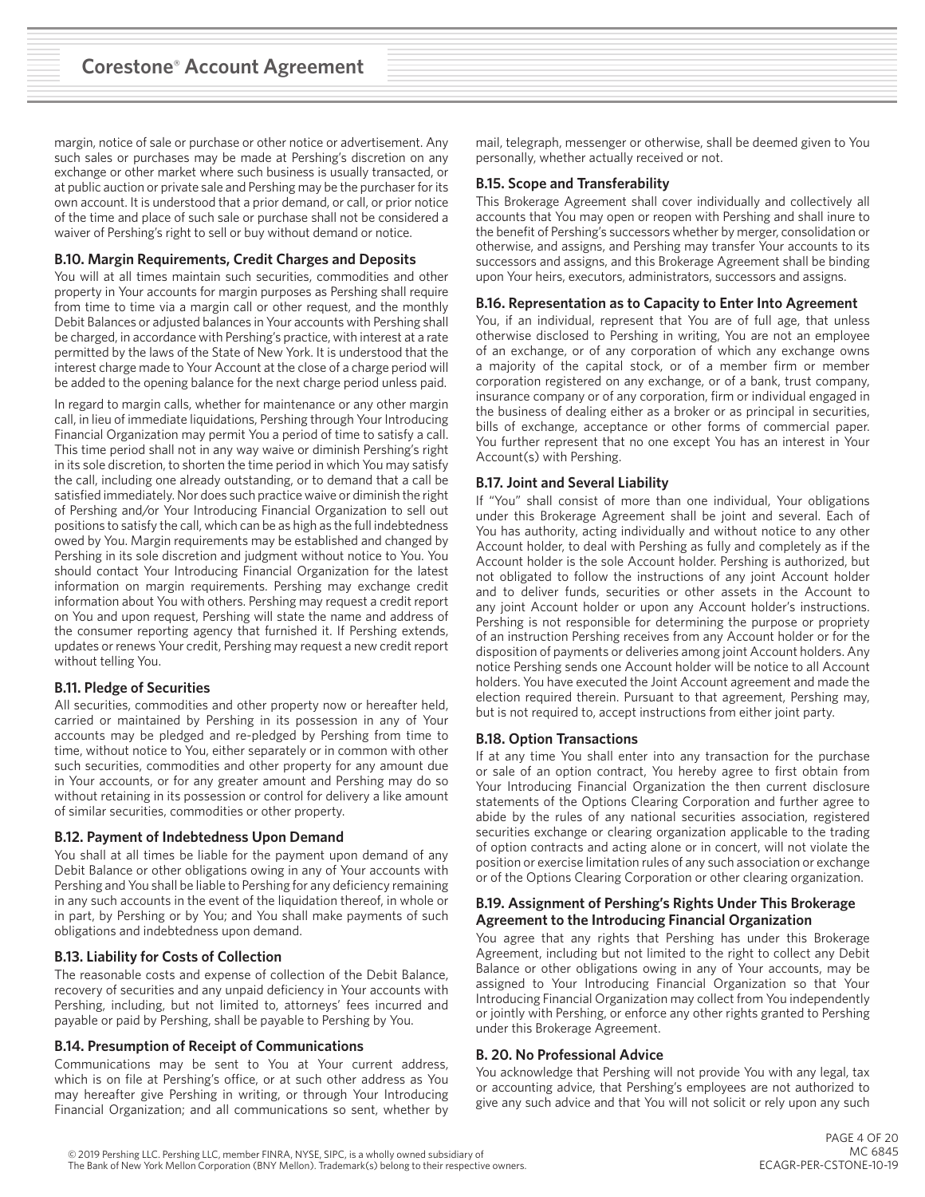margin, notice of sale or purchase or other notice or advertisement. Any such sales or purchases may be made at Pershing's discretion on any exchange or other market where such business is usually transacted, or at public auction or private sale and Pershing may be the purchaser for its own account. It is understood that a prior demand, or call, or prior notice of the time and place of such sale or purchase shall not be considered a waiver of Pershing's right to sell or buy without demand or notice.

### B.10. Margin Requirements, Credit Charges and Deposits

You will at all times maintain such securities, commodities and other property in Your accounts for margin purposes as Pershing shall require from time to time via a margin call or other request, and the monthly Debit Balances or adjusted balances in Your accounts with Pershing shall be charged, in accordance with Pershing's practice, with interest at a rate permitted by the laws of the State of New York. It is understood that the interest charge made to Your Account at the close of a charge period will be added to the opening balance for the next charge period unless paid.

In regard to margin calls, whether for maintenance or any other margin call, in lieu of immediate liquidations, Pershing through Your Introducing Financial Organization may permit You a period of time to satisfy a call. This time period shall not in any way waive or diminish Pershing's right in its sole discretion, to shorten the time period in which You may satisfy the call, including one already outstanding, or to demand that a call be satisfied immediately. Nor does such practice waive or diminish the right of Pershing and/or Your Introducing Financial Organization to sell out positions to satisfy the call, which can be as high as the full indebtedness owed by You. Margin requirements may be established and changed by Pershing in its sole discretion and judgment without notice to You. You should contact Your Introducing Financial Organization for the latest information on margin requirements. Pershing may exchange credit information about You with others. Pershing may request a credit report on You and upon request, Pershing will state the name and address of the consumer reporting agency that furnished it. If Pershing extends, updates or renews Your credit, Pershing may request a new credit report without telling You.

### B.11. Pledge of Securities

All securities, commodities and other property now or hereafter held, carried or maintained by Pershing in its possession in any of Your accounts may be pledged and re-pledged by Pershing from time to time, without notice to You, either separately or in common with other such securities, commodities and other property for any amount due in Your accounts, or for any greater amount and Pershing may do so without retaining in its possession or control for delivery a like amount of similar securities, commodities or other property.

### B.12. Payment of Indebtedness Upon Demand

You shall at all times be liable for the payment upon demand of any Debit Balance or other obligations owing in any of Your accounts with Pershing and You shall be liable to Pershing for any deficiency remaining in any such accounts in the event of the liquidation thereof, in whole or in part, by Pershing or by You; and You shall make payments of such obligations and indebtedness upon demand.

### B.13. Liability for Costs of Collection

The reasonable costs and expense of collection of the Debit Balance, recovery of securities and any unpaid deficiency in Your accounts with Pershing, including, but not limited to, attorneys' fees incurred and payable or paid by Pershing, shall be payable to Pershing by You.

### B.14. Presumption of Receipt of Communications

Communications may be sent to You at Your current address, which is on file at Pershing's office, or at such other address as You may hereafter give Pershing in writing, or through Your Introducing Financial Organization; and all communications so sent, whether by mail, telegraph, messenger or otherwise, shall be deemed given to You personally, whether actually received or not.

### B.15. Scope and Transferability

This Brokerage Agreement shall cover individually and collectively all accounts that You may open or reopen with Pershing and shall inure to the benefit of Pershing's successors whether by merger, consolidation or otherwise, and assigns, and Pershing may transfer Your accounts to its successors and assigns, and this Brokerage Agreement shall be binding upon Your heirs, executors, administrators, successors and assigns.

### B.16. Representation as to Capacity to Enter Into Agreement

You, if an individual, represent that You are of full age, that unless otherwise disclosed to Pershing in writing, You are not an employee of an exchange, or of any corporation of which any exchange owns a majority of the capital stock, or of a member firm or member corporation registered on any exchange, or of a bank, trust company, insurance company or of any corporation, firm or individual engaged in the business of dealing either as a broker or as principal in securities, bills of exchange, acceptance or other forms of commercial paper. You further represent that no one except You has an interest in Your Account(s) with Pershing.

### B.17. Joint and Several Liability

If "You" shall consist of more than one individual, Your obligations under this Brokerage Agreement shall be joint and several. Each of You has authority, acting individually and without notice to any other Account holder, to deal with Pershing as fully and completely as if the Account holder is the sole Account holder. Pershing is authorized, but not obligated to follow the instructions of any joint Account holder and to deliver funds, securities or other assets in the Account to any joint Account holder or upon any Account holder's instructions. Pershing is not responsible for determining the purpose or propriety of an instruction Pershing receives from any Account holder or for the disposition of payments or deliveries among joint Account holders. Any notice Pershing sends one Account holder will be notice to all Account holders. You have executed the Joint Account agreement and made the election required therein. Pursuant to that agreement, Pershing may, but is not required to, accept instructions from either joint party.

### B.18. Option Transactions

If at any time You shall enter into any transaction for the purchase or sale of an option contract, You hereby agree to first obtain from Your Introducing Financial Organization the then current disclosure statements of the Options Clearing Corporation and further agree to abide by the rules of any national securities association, registered securities exchange or clearing organization applicable to the trading of option contracts and acting alone or in concert, will not violate the position or exercise limitation rules of any such association or exchange or of the Options Clearing Corporation or other clearing organization.

### B.19. Assignment of Pershing's Rights Under This Brokerage Agreement to the Introducing Financial Organization

You agree that any rights that Pershing has under this Brokerage Agreement, including but not limited to the right to collect any Debit Balance or other obligations owing in any of Your accounts, may be assigned to Your Introducing Financial Organization so that Your Introducing Financial Organization may collect from You independently or jointly with Pershing, or enforce any other rights granted to Pershing under this Brokerage Agreement.

### B. 20. No Professional Advice

You acknowledge that Pershing will not provide You with any legal, tax or accounting advice, that Pershing's employees are not authorized to give any such advice and that You will not solicit or rely upon any such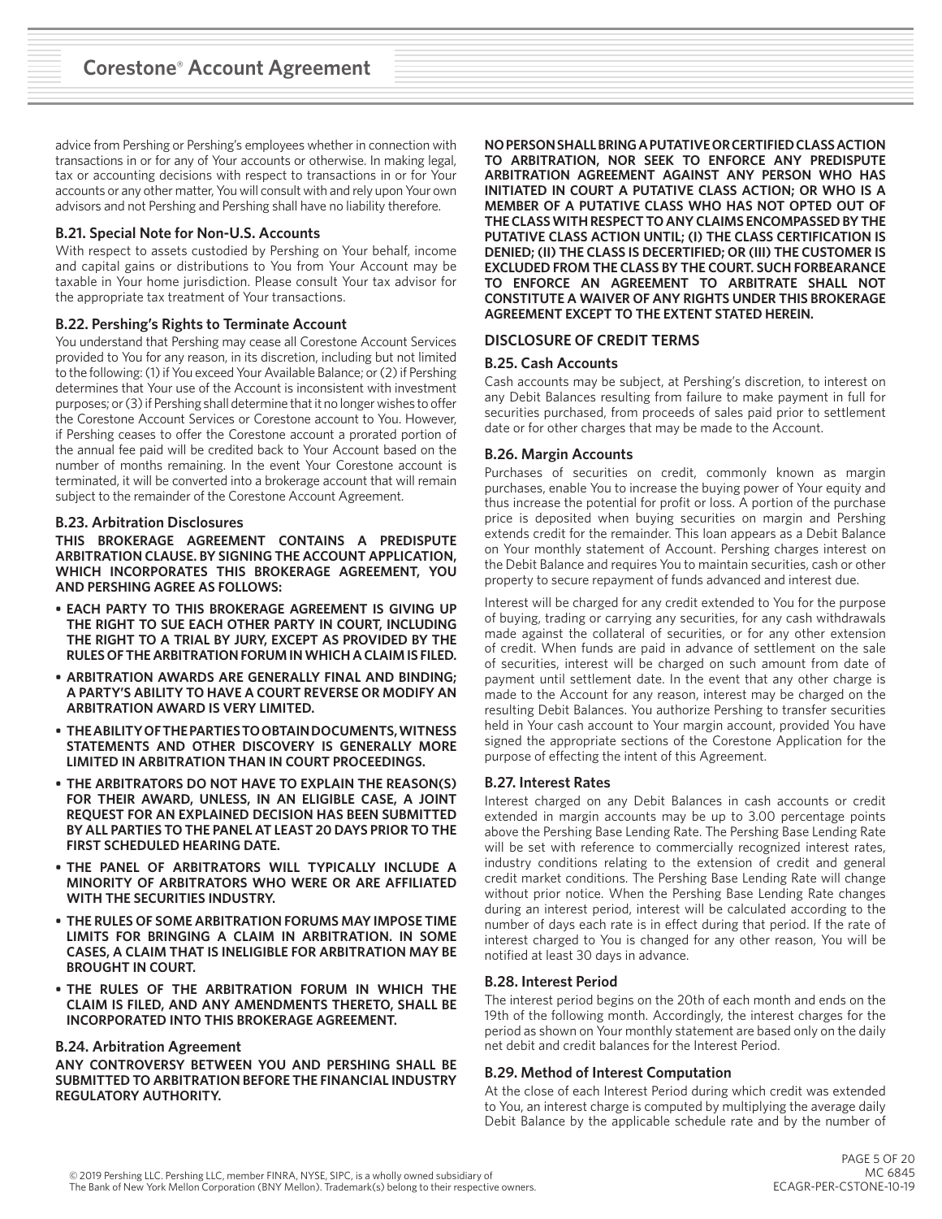advice from Pershing or Pershing's employees whether in connection with transactions in or for any of Your accounts or otherwise. In making legal, tax or accounting decisions with respect to transactions in or for Your accounts or any other matter, You will consult with and rely upon Your own advisors and not Pershing and Pershing shall have no liability therefore.

### B.21. Special Note for Non-U.S. Accounts

With respect to assets custodied by Pershing on Your behalf, income and capital gains or distributions to You from Your Account may be taxable in Your home jurisdiction. Please consult Your tax advisor for the appropriate tax treatment of Your transactions.

### B.22. Pershing's Rights to Terminate Account

You understand that Pershing may cease all Corestone Account Services provided to You for any reason, in its discretion, including but not limited to the following: (1) if You exceed Your Available Balance; or (2) if Pershing determines that Your use of the Account is inconsistent with investment purposes; or (3) if Pershing shall determine that it no longer wishes to offer the Corestone Account Services or Corestone account to You. However, if Pershing ceases to offer the Corestone account a prorated portion of the annual fee paid will be credited back to Your Account based on the number of months remaining. In the event Your Corestone account is terminated, it will be converted into a brokerage account that will remain subject to the remainder of the Corestone Account Agreement.

### B.23. Arbitration Disclosures

**THIS BROKERAGE AGREEMENT CONTAINS A PREDISPUTE ARBITRATION CLAUSE. BY SIGNING THE ACCOUNT APPLICATION, WHICH INCORPORATES THIS BROKERAGE AGREEMENT, YOU AND PERSHING AGREE AS FOLLOWS:**

- **EACH PARTY TO THIS BROKERAGE AGREEMENT IS GIVING UP THE RIGHT TO SUE EACH OTHER PARTY IN COURT, INCLUDING THE RIGHT TO A TRIAL BY JURY, EXCEPT AS PROVIDED BY THE RULES OF THE ARBITRATION FORUM IN WHICH A CLAIM IS FILED.**
- **ARBITRATION AWARDS ARE GENERALLY FINAL AND BINDING; A PARTY'S ABILITY TO HAVE A COURT REVERSE OR MODIFY AN ARBITRATION AWARD IS VERY LIMITED.**
- **THE ABILITY OF THE PARTIES TO OBTAIN DOCUMENTS, WITNESS STATEMENTS AND OTHER DISCOVERY IS GENERALLY MORE LIMITED IN ARBITRATION THAN IN COURT PROCEEDINGS.**
- **THE ARBITRATORS DO NOT HAVE TO EXPLAIN THE REASON(S) FOR THEIR AWARD, UNLESS, IN AN ELIGIBLE CASE, A JOINT REQUEST FOR AN EXPLAINED DECISION HAS BEEN SUBMITTED BY ALL PARTIES TO THE PANEL AT LEAST 20 DAYS PRIOR TO THE FIRST SCHEDULED HEARING DATE.**
- **THE PANEL OF ARBITRATORS WILL TYPICALLY INCLUDE A MINORITY OF ARBITRATORS WHO WERE OR ARE AFFILIATED WITH THE SECURITIES INDUSTRY.**
- **THE RULES OF SOME ARBITRATION FORUMS MAY IMPOSE TIME LIMITS FOR BRINGING A CLAIM IN ARBITRATION. IN SOME CASES, A CLAIM THAT IS INELIGIBLE FOR ARBITRATION MAY BE BROUGHT IN COURT.**
- **THE RULES OF THE ARBITRATION FORUM IN WHICH THE CLAIM IS FILED, AND ANY AMENDMENTS THERETO, SHALL BE INCORPORATED INTO THIS BROKERAGE AGREEMENT.**

### B.24. Arbitration Agreement

**ANY CONTROVERSY BETWEEN YOU AND PERSHING SHALL BE SUBMITTED TO ARBITRATION BEFORE THE FINANCIAL INDUSTRY REGULATORY AUTHORITY.**

**NO PERSON SHALL BRING A PUTATIVE OR CERTIFIED CLASS ACTION TO ARBITRATION, NOR SEEK TO ENFORCE ANY PREDISPUTE ARBITRATION AGREEMENT AGAINST ANY PERSON WHO HAS INITIATED IN COURT A PUTATIVE CLASS ACTION; OR WHO IS A MEMBER OF A PUTATIVE CLASS WHO HAS NOT OPTED OUT OF THE CLASS WITH RESPECT TO ANY CLAIMS ENCOMPASSED BY THE PUTATIVE CLASS ACTION UNTIL; (I) THE CLASS CERTIFICATION IS DENIED; (II) THE CLASS IS DECERTIFIED; OR (III) THE CUSTOMER IS EXCLUDED FROM THE CLASS BY THE COURT. SUCH FORBEARANCE TO ENFORCE AN AGREEMENT TO ARBITRATE SHALL NOT CONSTITUTE A WAIVER OF ANY RIGHTS UNDER THIS BROKERAGE AGREEMENT EXCEPT TO THE EXTENT STATED HEREIN.**

## DISCLOSURE OF CREDIT TERMS

### B.25. Cash Accounts

Cash accounts may be subject, at Pershing's discretion, to interest on any Debit Balances resulting from failure to make payment in full for securities purchased, from proceeds of sales paid prior to settlement date or for other charges that may be made to the Account.

### B.26. Margin Accounts

Purchases of securities on credit, commonly known as margin purchases, enable You to increase the buying power of Your equity and thus increase the potential for profit or loss. A portion of the purchase price is deposited when buying securities on margin and Pershing extends credit for the remainder. This loan appears as a Debit Balance on Your monthly statement of Account. Pershing charges interest on the Debit Balance and requires You to maintain securities, cash or other property to secure repayment of funds advanced and interest due.

Interest will be charged for any credit extended to You for the purpose of buying, trading or carrying any securities, for any cash withdrawals made against the collateral of securities, or for any other extension of credit. When funds are paid in advance of settlement on the sale of securities, interest will be charged on such amount from date of payment until settlement date. In the event that any other charge is made to the Account for any reason, interest may be charged on the resulting Debit Balances. You authorize Pershing to transfer securities held in Your cash account to Your margin account, provided You have signed the appropriate sections of the Corestone Application for the purpose of effecting the intent of this Agreement.

### B.27. Interest Rates

Interest charged on any Debit Balances in cash accounts or credit extended in margin accounts may be up to 3.00 percentage points above the Pershing Base Lending Rate. The Pershing Base Lending Rate will be set with reference to commercially recognized interest rates, industry conditions relating to the extension of credit and general credit market conditions. The Pershing Base Lending Rate will change without prior notice. When the Pershing Base Lending Rate changes during an interest period, interest will be calculated according to the number of days each rate is in effect during that period. If the rate of interest charged to You is changed for any other reason, You will be notified at least 30 days in advance.

### B.28. Interest Period

The interest period begins on the 20th of each month and ends on the 19th of the following month. Accordingly, the interest charges for the period as shown on Your monthly statement are based only on the daily net debit and credit balances for the Interest Period.

### B.29. Method of Interest Computation

At the close of each Interest Period during which credit was extended to You, an interest charge is computed by multiplying the average daily Debit Balance by the applicable schedule rate and by the number of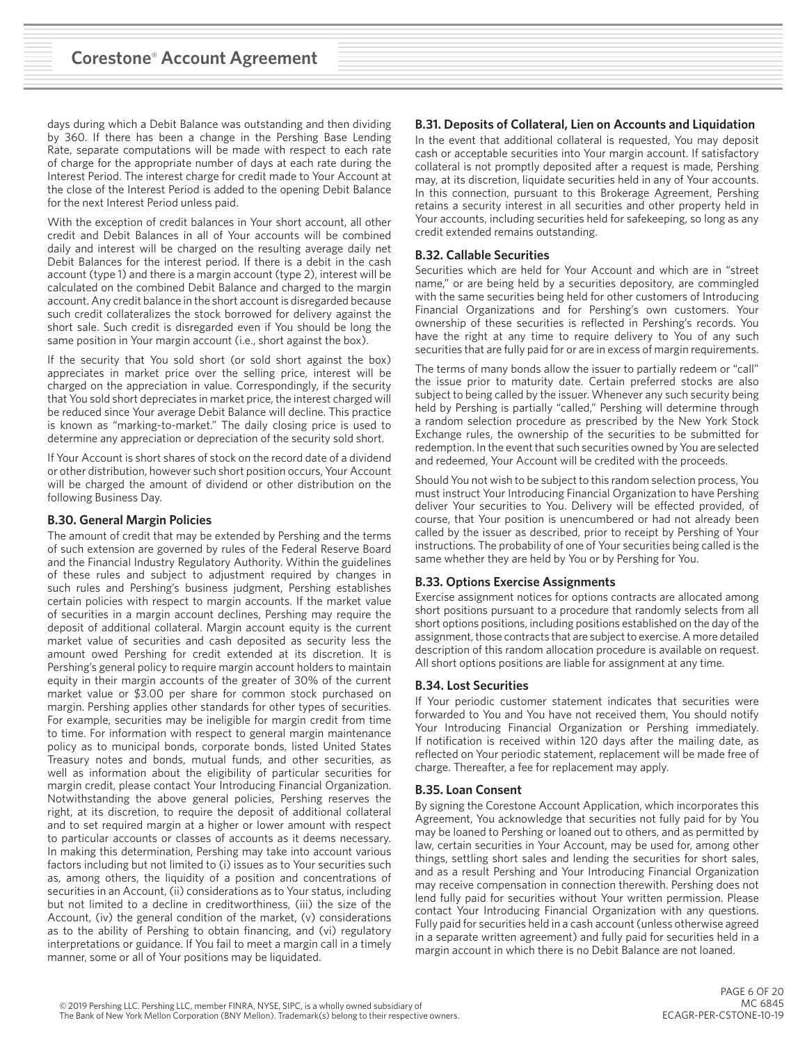days during which a Debit Balance was outstanding and then dividing by 360. If there has been a change in the Pershing Base Lending Rate, separate computations will be made with respect to each rate of charge for the appropriate number of days at each rate during the Interest Period. The interest charge for credit made to Your Account at the close of the Interest Period is added to the opening Debit Balance for the next Interest Period unless paid.

With the exception of credit balances in Your short account, all other credit and Debit Balances in all of Your accounts will be combined daily and interest will be charged on the resulting average daily net Debit Balances for the interest period. If there is a debit in the cash account (type 1) and there is a margin account (type 2), interest will be calculated on the combined Debit Balance and charged to the margin account. Any credit balance in the short account is disregarded because such credit collateralizes the stock borrowed for delivery against the short sale. Such credit is disregarded even if You should be long the same position in Your margin account (i.e., short against the box).

If the security that You sold short (or sold short against the box) appreciates in market price over the selling price, interest will be charged on the appreciation in value. Correspondingly, if the security that You sold short depreciates in market price, the interest charged will be reduced since Your average Debit Balance will decline. This practice is known as "marking-to-market." The daily closing price is used to determine any appreciation or depreciation of the security sold short.

If Your Account is short shares of stock on the record date of a dividend or other distribution, however such short position occurs, Your Account will be charged the amount of dividend or other distribution on the following Business Day.

### B.30. General Margin Policies

The amount of credit that may be extended by Pershing and the terms of such extension are governed by rules of the Federal Reserve Board and the Financial Industry Regulatory Authority. Within the guidelines of these rules and subject to adjustment required by changes in such rules and Pershing's business judgment, Pershing establishes certain policies with respect to margin accounts. If the market value of securities in a margin account declines, Pershing may require the deposit of additional collateral. Margin account equity is the current market value of securities and cash deposited as security less the amount owed Pershing for credit extended at its discretion. It is Pershing's general policy to require margin account holders to maintain equity in their margin accounts of the greater of 30% of the current market value or $3.00 per share for common stock purchased on margin. Pershing applies other standards for other types of securities. For example, securities may be ineligible for margin credit from time to time. For information with respect to general margin maintenance policy as to municipal bonds, corporate bonds, listed United States Treasury notes and bonds, mutual funds, and other securities, as well as information about the eligibility of particular securities for margin credit, please contact Your Introducing Financial Organization. Notwithstanding the above general policies, Pershing reserves the right, at its discretion, to require the deposit of additional collateral and to set required margin at a higher or lower amount with respect to particular accounts or classes of accounts as it deems necessary. In making this determination, Pershing may take into account various factors including but not limited to (i) issues as to Your securities such as, among others, the liquidity of a position and concentrations of securities in an Account, (ii) considerations as to Your status, including but not limited to a decline in creditworthiness, (iii) the size of the Account, (iv) the general condition of the market, (v) considerations as to the ability of Pershing to obtain financing, and (vi) regulatory interpretations or guidance. If You fail to meet a margin call in a timely manner, some or all of Your positions may be liquidated.

### B.31. Deposits of Collateral, Lien on Accounts and Liquidation

In the event that additional collateral is requested, You may deposit cash or acceptable securities into Your margin account. If satisfactory collateral is not promptly deposited after a request is made, Pershing may, at its discretion, liquidate securities held in any of Your accounts. In this connection, pursuant to this Brokerage Agreement, Pershing retains a security interest in all securities and other property held in Your accounts, including securities held for safekeeping, so long as any credit extended remains outstanding.

### B.32. Callable Securities

Securities which are held for Your Account and which are in "street name," or are being held by a securities depository, are commingled with the same securities being held for other customers of Introducing Financial Organizations and for Pershing's own customers. Your ownership of these securities is reflected in Pershing's records. You have the right at any time to require delivery to You of any such securities that are fully paid for or are in excess of margin requirements.

The terms of many bonds allow the issuer to partially redeem or "call" the issue prior to maturity date. Certain preferred stocks are also subject to being called by the issuer. Whenever any such security being held by Pershing is partially "called," Pershing will determine through a random selection procedure as prescribed by the New York Stock Exchange rules, the ownership of the securities to be submitted for redemption. In the event that such securities owned by You are selected and redeemed, Your Account will be credited with the proceeds.

Should You not wish to be subject to this random selection process, You must instruct Your Introducing Financial Organization to have Pershing deliver Your securities to You. Delivery will be effected provided, of course, that Your position is unencumbered or had not already been called by the issuer as described, prior to receipt by Pershing of Your instructions. The probability of one of Your securities being called is the same whether they are held by You or by Pershing for You.

### B.33. Options Exercise Assignments

Exercise assignment notices for options contracts are allocated among short positions pursuant to a procedure that randomly selects from all short options positions, including positions established on the day of the assignment, those contracts that are subject to exercise. A more detailed description of this random allocation procedure is available on request. All short options positions are liable for assignment at any time.

### B.34. Lost Securities

If Your periodic customer statement indicates that securities were forwarded to You and You have not received them, You should notify Your Introducing Financial Organization or Pershing immediately. If notification is received within 120 days after the mailing date, as reflected on Your periodic statement, replacement will be made free of charge. Thereafter, a fee for replacement may apply.

### B.35. Loan Consent

By signing the Corestone Account Application, which incorporates this Agreement, You acknowledge that securities not fully paid for by You may be loaned to Pershing or loaned out to others, and as permitted by law, certain securities in Your Account, may be used for, among other things, settling short sales and lending the securities for short sales, and as a result Pershing and Your Introducing Financial Organization may receive compensation in connection therewith. Pershing does not lend fully paid for securities without Your written permission. Please contact Your Introducing Financial Organization with any questions. Fully paid for securities held in a cash account (unless otherwise agreed in a separate written agreement) and fully paid for securities held in a margin account in which there is no Debit Balance are not loaned.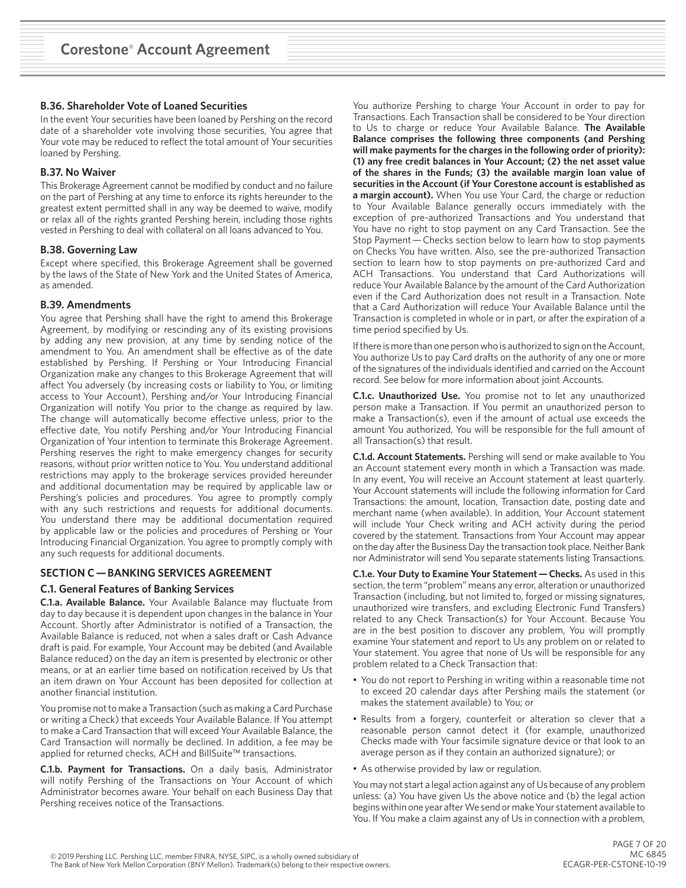#### B.36. Shareholder Vote of Loaned Securities

In the event Your securities have been loaned by Pershing on the record date of a shareholder vote involving those securities, You agree that Your vote may be reduced to reflect the total amount of Your securities loaned by Pershing.

#### B.37. No Waiver

This Brokerage Agreement cannot be modified by conduct and no failure on the part of Pershing at any time to enforce its rights hereunder to the greatest extent permitted shall in any way be deemed to waive, modify or relax all of the rights granted Pershing herein, including those rights vested in Pershing to deal with collateral on all loans advanced to You.

#### B.38. Governing Law

Except where specified, this Brokerage Agreement shall be governed by the laws of the State of New York and the United States of America, as amended.

#### B.39. Amendments

You agree that Pershing shall have the right to amend this Brokerage Agreement, by modifying or rescinding any of its existing provisions by adding any new provision, at any time by sending notice of the amendment to You. An amendment shall be effective as of the date established by Pershing. If Pershing or Your Introducing Financial Organization make any changes to this Brokerage Agreement that will affect You adversely (by increasing costs or liability to You, or limiting access to Your Account), Pershing and/or Your Introducing Financial Organization will notify You prior to the change as required by law. The change will automatically become effective unless, prior to the effective date, You notify Pershing and/or Your Introducing Financial Organization of Your intention to terminate this Brokerage Agreement. Pershing reserves the right to make emergency changes for security reasons, without prior written notice to You. You understand additional restrictions may apply to the brokerage services provided hereunder and additional documentation may be required by applicable law or Pershing's policies and procedures. You agree to promptly comply with any such restrictions and requests for additional documents. You understand there may be additional documentation required by applicable law or the policies and procedures of Pershing or Your Introducing Financial Organization. You agree to promptly comply with any such requests for additional documents.

### SECTION C — BANKING SERVICES AGREEMENT

#### C.1. General Features of Banking Services

**C.1.a. Available Balance.** Your Available Balance may fluctuate from day to day because it is dependent upon changes in the balance in Your Account. Shortly after Administrator is notified of a Transaction, the Available Balance is reduced, not when a sales draft or Cash Advance draft is paid. For example, Your Account may be debited (and Available Balance reduced) on the day an item is presented by electronic or other means, or at an earlier time based on notification received by Us that an item drawn on Your Account has been deposited for collection at another financial institution.

You promise not to make a Transaction (such as making a Card Purchase or writing a Check) that exceeds Your Available Balance. If You attempt to make a Card Transaction that will exceed Your Available Balance, the Card Transaction will normally be declined. In addition, a fee may be applied for returned checks, ACH and BillSuite™ transactions.

**C.1.b. Payment for Transactions.** On a daily basis, Administrator will notify Pershing of the Transactions on Your Account of which Administrator becomes aware. Your behalf on each Business Day that Pershing receives notice of the Transactions.

You authorize Pershing to charge Your Account in order to pay for Transactions. Each Transaction shall be considered to be Your direction to Us to charge or reduce Your Available Balance. **The Available Balance comprises the following three components (and Pershing will make payments for the charges in the following order of priority): (1) any free credit balances in Your Account; (2) the net asset value of the shares in the Funds; (3) the available margin loan value of securities in the Account (if Your Corestone account is established as a margin account).** When You use Your Card, the charge or reduction to Your Available Balance generally occurs immediately with the exception of pre-authorized Transactions and You understand that You have no right to stop payment on any Card Transaction. See the Stop Payment — Checks section below to learn how to stop payments on Checks You have written. Also, see the pre-authorized Transaction section to learn how to stop payments on pre-authorized Card and ACH Transactions. You understand that Card Authorizations will reduce Your Available Balance by the amount of the Card Authorization even if the Card Authorization does not result in a Transaction. Note that a Card Authorization will reduce Your Available Balance until the Transaction is completed in whole or in part, or after the expiration of a time period specified by Us.

If there is more than one person who is authorized to sign on the Account, You authorize Us to pay Card drafts on the authority of any one or more of the signatures of the individuals identified and carried on the Account record. See below for more information about joint Accounts.

**C.1.c. Unauthorized Use.** You promise not to let any unauthorized person make a Transaction. If You permit an unauthorized person to make a Transaction(s), even if the amount of actual use exceeds the amount You authorized, You will be responsible for the full amount of all Transaction(s) that result.

**C.1.d. Account Statements.** Pershing will send or make available to You an Account statement every month in which a Transaction was made. In any event, You will receive an Account statement at least quarterly. Your Account statements will include the following information for Card Transactions: the amount, location, Transaction date, posting date and merchant name (when available). In addition, Your Account statement will include Your Check writing and ACH activity during the period covered by the statement. Transactions from Your Account may appear on the day after the Business Day the transaction took place. Neither Bank nor Administrator will send You separate statements listing Transactions.

**C.1.e. Your Duty to Examine Your Statement — Checks.** As used in this section, the term "problem" means any error, alteration or unauthorized Transaction (including, but not limited to, forged or missing signatures, unauthorized wire transfers, and excluding Electronic Fund Transfers) related to any Check Transaction(s) for Your Account. Because You are in the best position to discover any problem, You will promptly examine Your statement and report to Us any problem on or related to Your statement. You agree that none of Us will be responsible for any problem related to a Check Transaction that:

- You do not report to Pershing in writing within a reasonable time not to exceed 20 calendar days after Pershing mails the statement (or makes the statement available) to You; or
- Results from a forgery, counterfeit or alteration so clever that a reasonable person cannot detect it (for example, unauthorized Checks made with Your facsimile signature device or that look to an average person as if they contain an authorized signature); or
- As otherwise provided by law or regulation.

You may not start a legal action against any of Us because of any problem unless: (a) You have given Us the above notice and (b) the legal action begins within one year after We send or make Your statement available to You. If You make a claim against any of Us in connection with a problem,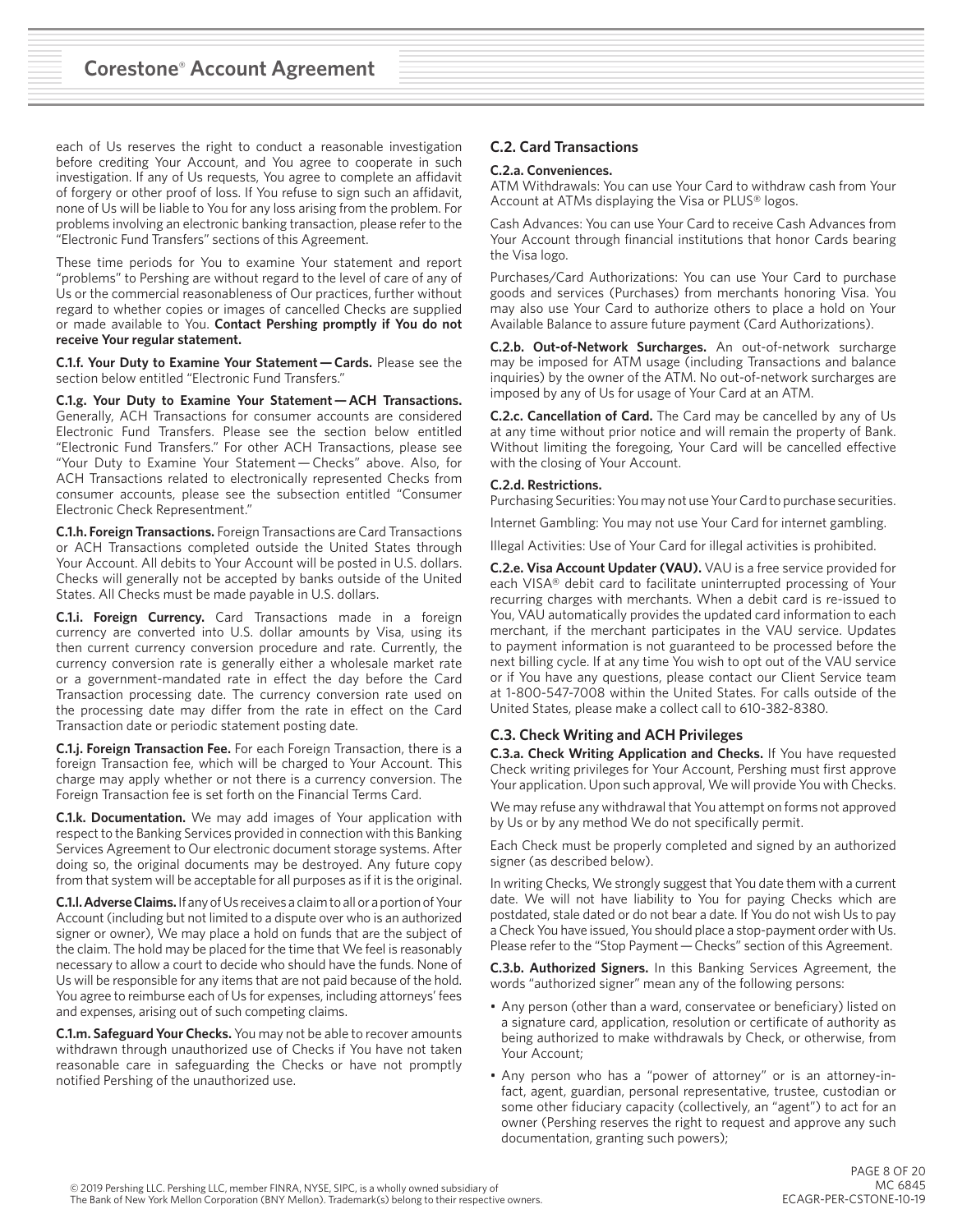each of Us reserves the right to conduct a reasonable investigation before crediting Your Account, and You agree to cooperate in such investigation. If any of Us requests, You agree to complete an affidavit of forgery or other proof of loss. If You refuse to sign such an affidavit, none of Us will be liable to You for any loss arising from the problem. For problems involving an electronic banking transaction, please refer to the "Electronic Fund Transfers" sections of this Agreement.

These time periods for You to examine Your statement and report "problems" to Pershing are without regard to the level of care of any of Us or the commercial reasonableness of Our practices, further without regard to whether copies or images of cancelled Checks are supplied or made available to You. **Contact Pershing promptly if You do not receive Your regular statement.**

**C.1.f. Your Duty to Examine Your Statement — Cards.** Please see the section below entitled "Electronic Fund Transfers."

**C.1.g. Your Duty to Examine Your Statement — ACH Transactions.** Generally, ACH Transactions for consumer accounts are considered Electronic Fund Transfers. Please see the section below entitled "Electronic Fund Transfers." For other ACH Transactions, please see "Your Duty to Examine Your Statement — Checks" above. Also, for ACH Transactions related to electronically represented Checks from consumer accounts, please see the subsection entitled "Consumer Electronic Check Representment."

**C.1.h. Foreign Transactions.** Foreign Transactions are Card Transactions or ACH Transactions completed outside the United States through Your Account. All debits to Your Account will be posted in U.S. dollars. Checks will generally not be accepted by banks outside of the United States. All Checks must be made payable in U.S. dollars.

**C.1.i. Foreign Currency.** Card Transactions made in a foreign currency are converted into U.S. dollar amounts by Visa, using its then current currency conversion procedure and rate. Currently, the currency conversion rate is generally either a wholesale market rate or a government-mandated rate in effect the day before the Card Transaction processing date. The currency conversion rate used on the processing date may differ from the rate in effect on the Card Transaction date or periodic statement posting date.

**C.1.j. Foreign Transaction Fee.** For each Foreign Transaction, there is a foreign Transaction fee, which will be charged to Your Account. This charge may apply whether or not there is a currency conversion. The Foreign Transaction fee is set forth on the Financial Terms Card.

**C.1.k. Documentation.** We may add images of Your application with respect to the Banking Services provided in connection with this Banking Services Agreement to Our electronic document storage systems. After doing so, the original documents may be destroyed. Any future copy from that system will be acceptable for all purposes as if it is the original.

**C.1.l. Adverse Claims.** If any of Us receives a claim to all or a portion of Your Account (including but not limited to a dispute over who is an authorized signer or owner), We may place a hold on funds that are the subject of the claim. The hold may be placed for the time that We feel is reasonably necessary to allow a court to decide who should have the funds. None of Us will be responsible for any items that are not paid because of the hold. You agree to reimburse each of Us for expenses, including attorneys' fees and expenses, arising out of such competing claims.

**C.1.m. Safeguard Your Checks.** You may not be able to recover amounts withdrawn through unauthorized use of Checks if You have not taken reasonable care in safeguarding the Checks or have not promptly notified Pershing of the unauthorized use.

### C.2. Card Transactions

**C.2.a. Conveniences.**

ATM Withdrawals: You can use Your Card to withdraw cash from Your Account at ATMs displaying the Visa or PLUS® logos.

Cash Advances: You can use Your Card to receive Cash Advances from Your Account through financial institutions that honor Cards bearing the Visa logo.

Purchases/Card Authorizations: You can use Your Card to purchase goods and services (Purchases) from merchants honoring Visa. You may also use Your Card to authorize others to place a hold on Your Available Balance to assure future payment (Card Authorizations).

**C.2.b. Out-of-Network Surcharges.** An out-of-network surcharge may be imposed for ATM usage (including Transactions and balance inquiries) by the owner of the ATM. No out-of-network surcharges are imposed by any of Us for usage of Your Card at an ATM.

**C.2.c. Cancellation of Card.** The Card may be cancelled by any of Us at any time without prior notice and will remain the property of Bank. Without limiting the foregoing, Your Card will be cancelled effective with the closing of Your Account.

**C.2.d. Restrictions.**

Purchasing Securities: You may not use Your Card to purchase securities.

Internet Gambling: You may not use Your Card for internet gambling.

Illegal Activities: Use of Your Card for illegal activities is prohibited.

**C.2.e. Visa Account Updater (VAU).** VAU is a free service provided for each VISA® debit card to facilitate uninterrupted processing of Your recurring charges with merchants. When a debit card is re-issued to You, VAU automatically provides the updated card information to each merchant, if the merchant participates in the VAU service. Updates to payment information is not guaranteed to be processed before the next billing cycle. If at any time You wish to opt out of the VAU service or if You have any questions, please contact our Client Service team at 1-800-547-7008 within the United States. For calls outside of the United States, please make a collect call to 610-382-8380.

### C.3. Check Writing and ACH Privileges

**C.3.a. Check Writing Application and Checks.** If You have requested Check writing privileges for Your Account, Pershing must first approve Your application. Upon such approval, We will provide You with Checks.

We may refuse any withdrawal that You attempt on forms not approved by Us or by any method We do not specifically permit.

Each Check must be properly completed and signed by an authorized signer (as described below).

In writing Checks, We strongly suggest that You date them with a current date. We will not have liability to You for paying Checks which are postdated, stale dated or do not bear a date. If You do not wish Us to pay a Check You have issued, You should place a stop-payment order with Us. Please refer to the "Stop Payment — Checks" section of this Agreement.

**C.3.b. Authorized Signers.** In this Banking Services Agreement, the words "authorized signer" mean any of the following persons:

- Any person (other than a ward, conservatee or beneficiary) listed on a signature card, application, resolution or certificate of authority as being authorized to make withdrawals by Check, or otherwise, from Your Account;
- Any person who has a "power of attorney" or is an attorney-in-fact, agent, guardian, personal representative, trustee, custodian or some other fiduciary capacity (collectively, an "agent") to act for an owner (Pershing reserves the right to request and approve any such documentation, granting such powers);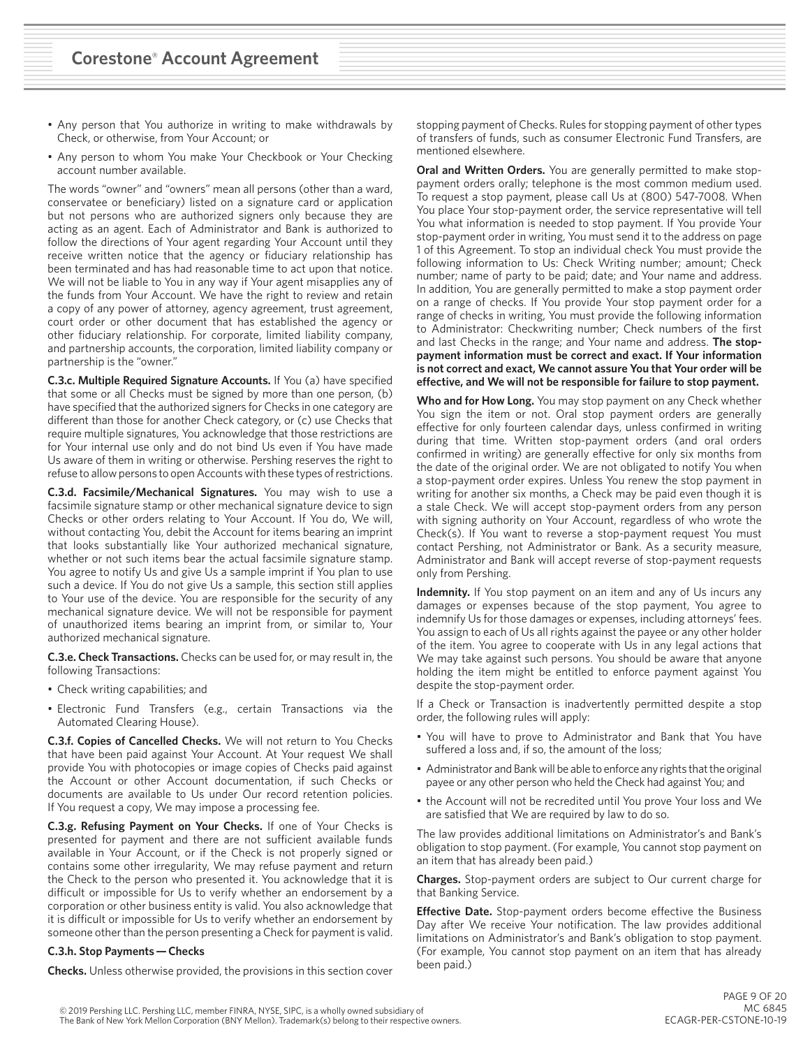- Any person that You authorize in writing to make withdrawals by Check, or otherwise, from Your Account; or
- Any person to whom You make Your Checkbook or Your Checking account number available.

The words "owner" and "owners" mean all persons (other than a ward, conservatee or beneficiary) listed on a signature card or application but not persons who are authorized signers only because they are acting as an agent. Each of Administrator and Bank is authorized to follow the directions of Your agent regarding Your Account until they receive written notice that the agency or fiduciary relationship has been terminated and has had reasonable time to act upon that notice. We will not be liable to You in any way if Your agent misapplies any of the funds from Your Account. We have the right to review and retain a copy of any power of attorney, agency agreement, trust agreement, court order or other document that has established the agency or other fiduciary relationship. For corporate, limited liability company, and partnership accounts, the corporation, limited liability company or partnership is the "owner."

**C.3.c. Multiple Required Signature Accounts.** If You (a) have specified that some or all Checks must be signed by more than one person, (b) have specified that the authorized signers for Checks in one category are different than those for another Check category, or (c) use Checks that require multiple signatures, You acknowledge that those restrictions are for Your internal use only and do not bind Us even if You have made Us aware of them in writing or otherwise. Pershing reserves the right to refuse to allow persons to open Accounts with these types of restrictions.

**C.3.d. Facsimile/Mechanical Signatures.** You may wish to use a facsimile signature stamp or other mechanical signature device to sign Checks or other orders relating to Your Account. If You do, We will, without contacting You, debit the Account for items bearing an imprint that looks substantially like Your authorized mechanical signature, whether or not such items bear the actual facsimile signature stamp. You agree to notify Us and give Us a sample imprint if You plan to use such a device. If You do not give Us a sample, this section still applies to Your use of the device. You are responsible for the security of any mechanical signature device. We will not be responsible for payment of unauthorized items bearing an imprint from, or similar to, Your authorized mechanical signature.

**C.3.e. Check Transactions.** Checks can be used for, or may result in, the following Transactions:

- Check writing capabilities; and
- Electronic Fund Transfers (e.g., certain Transactions via the Automated Clearing House).

**C.3.f. Copies of Cancelled Checks.** We will not return to You Checks that have been paid against Your Account. At Your request We shall provide You with photocopies or image copies of Checks paid against the Account or other Account documentation, if such Checks or documents are available to Us under Our record retention policies. If You request a copy, We may impose a processing fee.

**C.3.g. Refusing Payment on Your Checks.** If one of Your Checks is presented for payment and there are not sufficient available funds available in Your Account, or if the Check is not properly signed or contains some other irregularity, We may refuse payment and return the Check to the person who presented it. You acknowledge that it is difficult or impossible for Us to verify whether an endorsement by a corporation or other business entity is valid. You also acknowledge that it is difficult or impossible for Us to verify whether an endorsement by someone other than the person presenting a Check for payment is valid.

**C.3.h. Stop Payments — Checks**

**Checks.** Unless otherwise provided, the provisions in this section cover stopping payment of Checks. Rules for stopping payment of other types of transfers of funds, such as consumer Electronic Fund Transfers, are mentioned elsewhere.

**Oral and Written Orders.** You are generally permitted to make stop-payment orders orally; telephone is the most common medium used. To request a stop payment, please call Us at (800) 547-7008. When You place Your stop-payment order, the service representative will tell You what information is needed to stop payment. If You provide Your stop-payment order in writing, You must send it to the address on page 1 of this Agreement. To stop an individual check You must provide the following information to Us: Check Writing number; amount; Check number; name of party to be paid; date; and Your name and address. In addition, You are generally permitted to make a stop payment order on a range of checks. If You provide Your stop payment order for a range of checks in writing, You must provide the following information to Administrator: Checkwriting number; Check numbers of the first and last Checks in the range; and Your name and address. **The stop-payment information must be correct and exact. If Your information is not correct and exact, We cannot assure You that Your order will be effective, and We will not be responsible for failure to stop payment.**

**Who and for How Long.** You may stop payment on any Check whether You sign the item or not. Oral stop payment orders are generally effective for only fourteen calendar days, unless confirmed in writing during that time. Written stop-payment orders (and oral orders confirmed in writing) are generally effective for only six months from the date of the original order. We are not obligated to notify You when a stop-payment order expires. Unless You renew the stop payment in writing for another six months, a Check may be paid even though it is a stale Check. We will accept stop-payment orders from any person with signing authority on Your Account, regardless of who wrote the Check(s). If You want to reverse a stop-payment request You must contact Pershing, not Administrator or Bank. As a security measure, Administrator and Bank will accept reverse of stop-payment requests only from Pershing.

**Indemnity.** If You stop payment on an item and any of Us incurs any damages or expenses because of the stop payment, You agree to indemnify Us for those damages or expenses, including attorneys' fees. You assign to each of Us all rights against the payee or any other holder of the item. You agree to cooperate with Us in any legal actions that We may take against such persons. You should be aware that anyone holding the item might be entitled to enforce payment against You despite the stop-payment order.

If a Check or Transaction is inadvertently permitted despite a stop order, the following rules will apply:

- You will have to prove to Administrator and Bank that You have suffered a loss and, if so, the amount of the loss;
- Administrator and Bank will be able to enforce any rights that the original payee or any other person who held the Check had against You; and
- the Account will not be recredited until You prove Your loss and We are satisfied that We are required by law to do so.

The law provides additional limitations on Administrator's and Bank's obligation to stop payment. (For example, You cannot stop payment on an item that has already been paid.)

**Charges.** Stop-payment orders are subject to Our current charge for that Banking Service.

**Effective Date.** Stop-payment orders become effective the Business Day after We receive Your notification. The law provides additional limitations on Administrator's and Bank's obligation to stop payment. (For example, You cannot stop payment on an item that has already been paid.)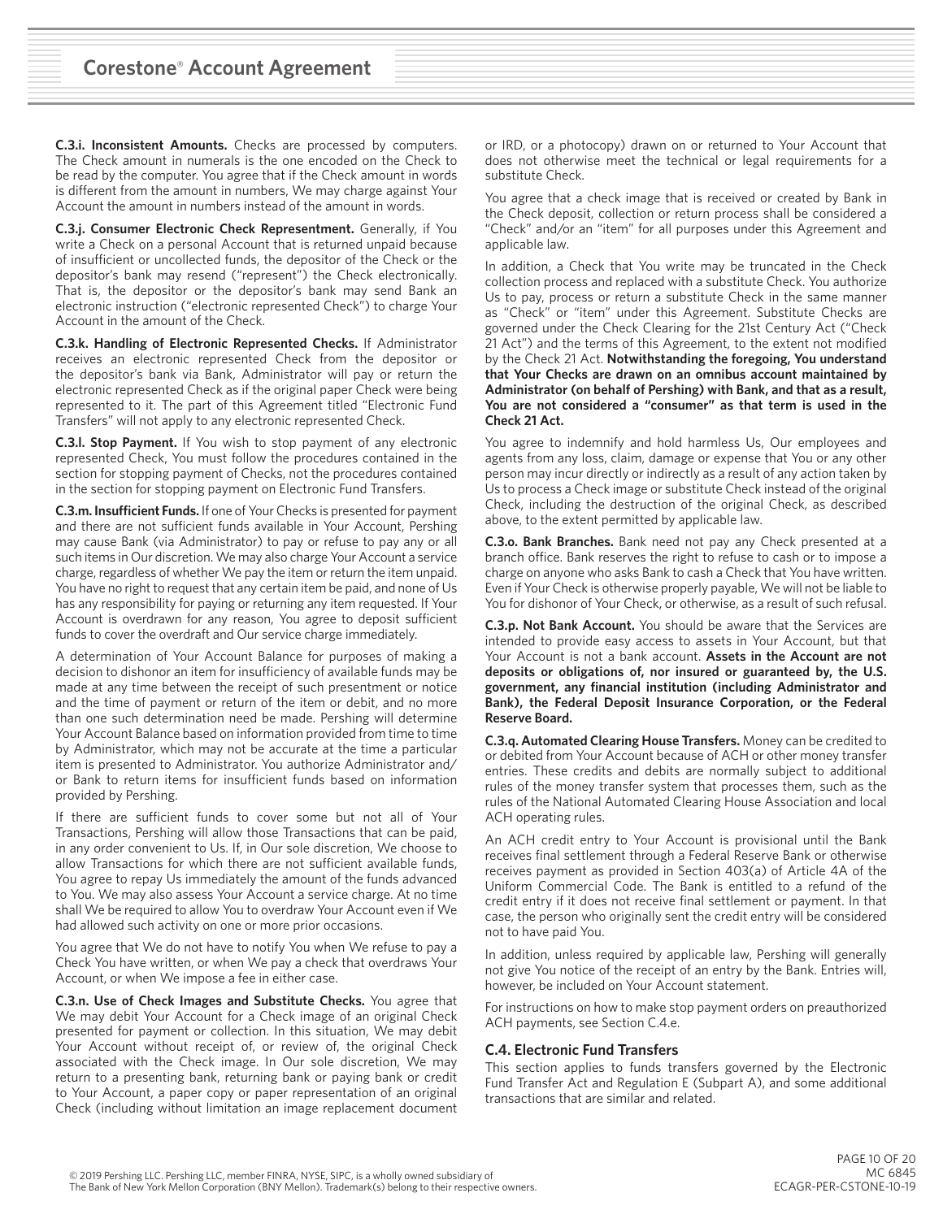**C.3.i. Inconsistent Amounts.** Checks are processed by computers. The Check amount in numerals is the one encoded on the Check to be read by the computer. You agree that if the Check amount in words is different from the amount in numbers, We may charge against Your Account the amount in numbers instead of the amount in words.

**C.3.j. Consumer Electronic Check Representment.** Generally, if You write a Check on a personal Account that is returned unpaid because of insufficient or uncollected funds, the depositor of the Check or the depositor's bank may resend ("represent") the Check electronically. That is, the depositor or the depositor's bank may send Bank an electronic instruction ("electronic represented Check") to charge Your Account in the amount of the Check.

**C.3.k. Handling of Electronic Represented Checks.** If Administrator receives an electronic represented Check from the depositor or the depositor's bank via Bank, Administrator will pay or return the electronic represented Check as if the original paper Check were being represented to it. The part of this Agreement titled "Electronic Fund Transfers" will not apply to any electronic represented Check.

**C.3.l. Stop Payment.** If You wish to stop payment of any electronic represented Check, You must follow the procedures contained in the section for stopping payment of Checks, not the procedures contained in the section for stopping payment on Electronic Fund Transfers.

**C.3.m. Insufficient Funds.** If one of Your Checks is presented for payment and there are not sufficient funds available in Your Account, Pershing may cause Bank (via Administrator) to pay or refuse to pay any or all such items in Our discretion. We may also charge Your Account a service charge, regardless of whether We pay the item or return the item unpaid. You have no right to request that any certain item be paid, and none of Us has any responsibility for paying or returning any item requested. If Your Account is overdrawn for any reason, You agree to deposit sufficient funds to cover the overdraft and Our service charge immediately.

A determination of Your Account Balance for purposes of making a decision to dishonor an item for insufficiency of available funds may be made at any time between the receipt of such presentment or notice and the time of payment or return of the item or debit, and no more than one such determination need be made. Pershing will determine Your Account Balance based on information provided from time to time by Administrator, which may not be accurate at the time a particular item is presented to Administrator. You authorize Administrator and/or Bank to return items for insufficient funds based on information provided by Pershing.

If there are sufficient funds to cover some but not all of Your Transactions, Pershing will allow those Transactions that can be paid, in any order convenient to Us. If, in Our sole discretion, We choose to allow Transactions for which there are not sufficient available funds, You agree to repay Us immediately the amount of the funds advanced to You. We may also assess Your Account a service charge. At no time shall We be required to allow You to overdraw Your Account even if We had allowed such activity on one or more prior occasions.

You agree that We do not have to notify You when We refuse to pay a Check You have written, or when We pay a check that overdraws Your Account, or when We impose a fee in either case.

**C.3.n. Use of Check Images and Substitute Checks.** You agree that We may debit Your Account for a Check image of an original Check presented for payment or collection. In this situation, We may debit Your Account without receipt of, or review of, the original Check associated with the Check image. In Our sole discretion, We may return to a presenting bank, returning bank or paying bank or credit to Your Account, a paper copy or paper representation of an original Check (including without limitation an image replacement document or IRD, or a photocopy) drawn on or returned to Your Account that does not otherwise meet the technical or legal requirements for a substitute Check.

You agree that a check image that is received or created by Bank in the Check deposit, collection or return process shall be considered a "Check" and/or an "item" for all purposes under this Agreement and applicable law.

In addition, a Check that You write may be truncated in the Check collection process and replaced with a substitute Check. You authorize Us to pay, process or return a substitute Check in the same manner as "Check" or "item" under this Agreement. Substitute Checks are governed under the Check Clearing for the 21st Century Act ("Check 21 Act") and the terms of this Agreement, to the extent not modified by the Check 21 Act. **Notwithstanding the foregoing, You understand that Your Checks are drawn on an omnibus account maintained by Administrator (on behalf of Pershing) with Bank, and that as a result, You are not considered a "consumer" as that term is used in the Check 21 Act.**

You agree to indemnify and hold harmless Us, Our employees and agents from any loss, claim, damage or expense that You or any other person may incur directly or indirectly as a result of any action taken by Us to process a Check image or substitute Check instead of the original Check, including the destruction of the original Check, as described above, to the extent permitted by applicable law.

**C.3.o. Bank Branches.** Bank need not pay any Check presented at a branch office. Bank reserves the right to refuse to cash or to impose a charge on anyone who asks Bank to cash a Check that You have written. Even if Your Check is otherwise properly payable, We will not be liable to You for dishonor of Your Check, or otherwise, as a result of such refusal.

**C.3.p. Not Bank Account.** You should be aware that the Services are intended to provide easy access to assets in Your Account, but that Your Account is not a bank account. **Assets in the Account are not deposits or obligations of, nor insured or guaranteed by, the U.S. government, any financial institution (including Administrator and Bank), the Federal Deposit Insurance Corporation, or the Federal Reserve Board.**

**C.3.q. Automated Clearing House Transfers.** Money can be credited to or debited from Your Account because of ACH or other money transfer entries. These credits and debits are normally subject to additional rules of the money transfer system that processes them, such as the rules of the National Automated Clearing House Association and local ACH operating rules.

An ACH credit entry to Your Account is provisional until the Bank receives final settlement through a Federal Reserve Bank or otherwise receives payment as provided in Section 403(a) of Article 4A of the Uniform Commercial Code. The Bank is entitled to a refund of the credit entry if it does not receive final settlement or payment. In that case, the person who originally sent the credit entry will be considered not to have paid You.

In addition, unless required by applicable law, Pershing will generally not give You notice of the receipt of an entry by the Bank. Entries will, however, be included on Your Account statement.

For instructions on how to make stop payment orders on preauthorized ACH payments, see Section C.4.e.

## C.4. Electronic Fund Transfers

This section applies to funds transfers governed by the Electronic Fund Transfer Act and Regulation E (Subpart A), and some additional transactions that are similar and related.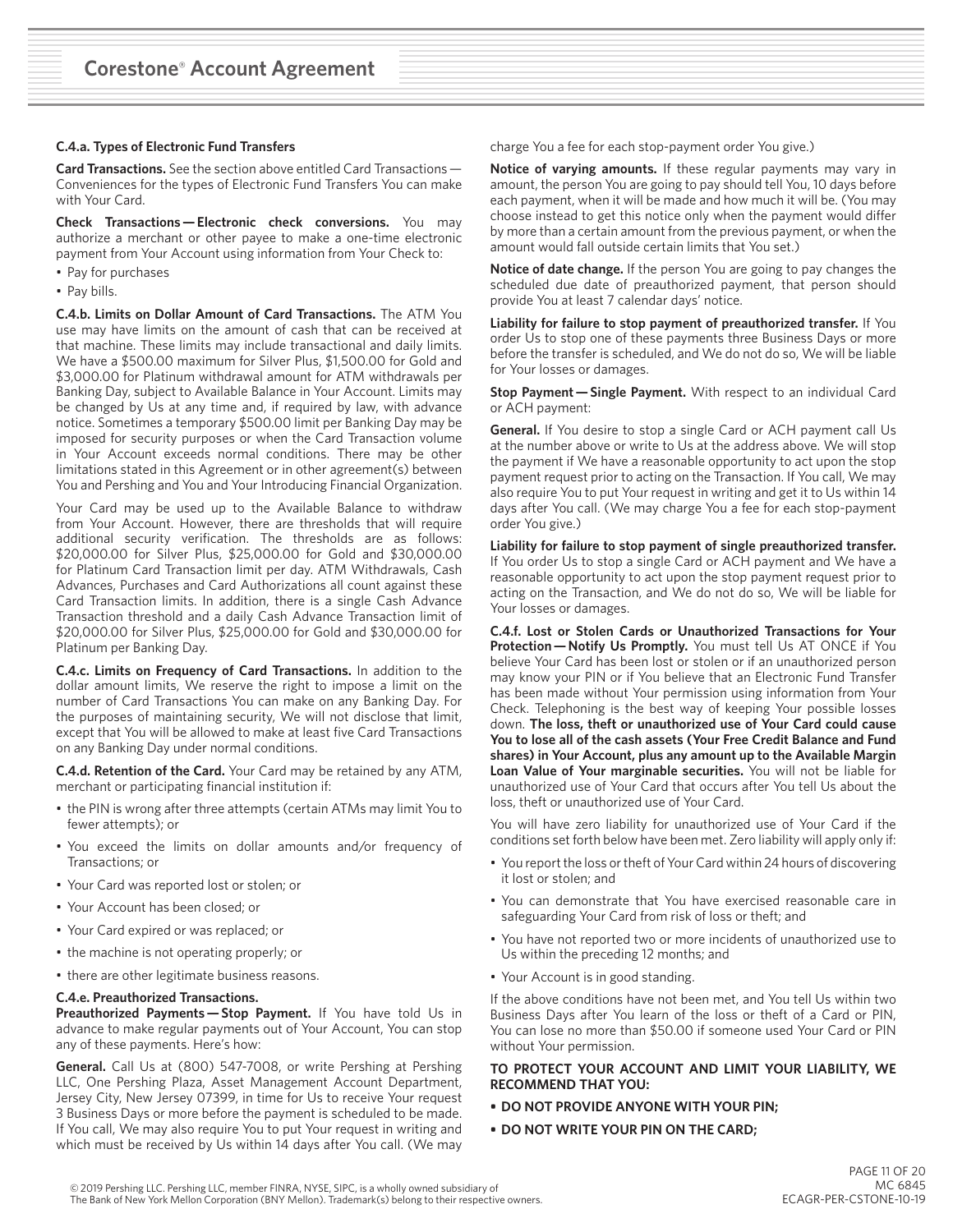#### C.4.a. Types of Electronic Fund Transfers

**Card Transactions.** See the section above entitled Card Transactions — Conveniences for the types of Electronic Fund Transfers You can make with Your Card.

**Check Transactions — Electronic check conversions.** You may authorize a merchant or other payee to make a one-time electronic payment from Your Account using information from Your Check to:

- Pay for purchases
- Pay bills.

**C.4.b. Limits on Dollar Amount of Card Transactions.** The ATM You use may have limits on the amount of cash that can be received at that machine. These limits may include transactional and daily limits. We have a $500.00 maximum for Silver Plus, $1,500.00 for Gold and $3,000.00 for Platinum withdrawal amount for ATM withdrawals per Banking Day, subject to Available Balance in Your Account. Limits may be changed by Us at any time and, if required by law, with advance notice. Sometimes a temporary $500.00 limit per Banking Day may be imposed for security purposes or when the Card Transaction volume in Your Account exceeds normal conditions. There may be other limitations stated in this Agreement or in other agreement(s) between You and Pershing and You and Your Introducing Financial Organization.

Your Card may be used up to the Available Balance to withdraw from Your Account. However, there are thresholds that will require additional security verification. The thresholds are as follows: $20,000.00 for Silver Plus, $25,000.00 for Gold and $30,000.00 for Platinum Card Transaction limit per day. ATM Withdrawals, Cash Advances, Purchases and Card Authorizations all count against these Card Transaction limits. In addition, there is a single Cash Advance Transaction threshold and a daily Cash Advance Transaction limit of $20,000.00 for Silver Plus, $25,000.00 for Gold and $30,000.00 for Platinum per Banking Day.

**C.4.c. Limits on Frequency of Card Transactions.** In addition to the dollar amount limits, We reserve the right to impose a limit on the number of Card Transactions You can make on any Banking Day. For the purposes of maintaining security, We will not disclose that limit, except that You will be allowed to make at least five Card Transactions on any Banking Day under normal conditions.

**C.4.d. Retention of the Card.** Your Card may be retained by any ATM, merchant or participating financial institution if:

- the PIN is wrong after three attempts (certain ATMs may limit You to fewer attempts); or
- You exceed the limits on dollar amounts and/or frequency of Transactions; or
- Your Card was reported lost or stolen; or
- Your Account has been closed; or
- Your Card expired or was replaced; or
- the machine is not operating properly; or
- there are other legitimate business reasons.

**C.4.e. Preauthorized Transactions.**

**Preauthorized Payments — Stop Payment.** If You have told Us in advance to make regular payments out of Your Account, You can stop any of these payments. Here's how:

**General.** Call Us at (800) 547-7008, or write Pershing at Pershing LLC, One Pershing Plaza, Asset Management Account Department, Jersey City, New Jersey 07399, in time for Us to receive Your request 3 Business Days or more before the payment is scheduled to be made. If You call, We may also require You to put Your request in writing and which must be received by Us within 14 days after You call. (We may charge You a fee for each stop-payment order You give.)

**Notice of varying amounts.** If these regular payments may vary in amount, the person You are going to pay should tell You, 10 days before each payment, when it will be made and how much it will be. (You may choose instead to get this notice only when the payment would differ by more than a certain amount from the previous payment, or when the amount would fall outside certain limits that You set.)

**Notice of date change.** If the person You are going to pay changes the scheduled due date of preauthorized payment, that person should provide You at least 7 calendar days' notice.

**Liability for failure to stop payment of preauthorized transfer.** If You order Us to stop one of these payments three Business Days or more before the transfer is scheduled, and We do not do so, We will be liable for Your losses or damages.

**Stop Payment — Single Payment.** With respect to an individual Card or ACH payment:

**General.** If You desire to stop a single Card or ACH payment call Us at the number above or write to Us at the address above. We will stop the payment if We have a reasonable opportunity to act upon the stop payment request prior to acting on the Transaction. If You call, We may also require You to put Your request in writing and get it to Us within 14 days after You call. (We may charge You a fee for each stop-payment order You give.)

**Liability for failure to stop payment of single preauthorized transfer.** If You order Us to stop a single Card or ACH payment and We have a reasonable opportunity to act upon the stop payment request prior to acting on the Transaction, and We do not do so, We will be liable for Your losses or damages.

**C.4.f. Lost or Stolen Cards or Unauthorized Transactions for Your Protection — Notify Us Promptly.** You must tell Us AT ONCE if You believe Your Card has been lost or stolen or if an unauthorized person may know your PIN or if You believe that an Electronic Fund Transfer has been made without Your permission using information from Your Check. Telephoning is the best way of keeping Your possible losses down. **The loss, theft or unauthorized use of Your Card could cause You to lose all of the cash assets (Your Free Credit Balance and Fund shares) in Your Account, plus any amount up to the Available Margin Loan Value of Your marginable securities.** You will not be liable for unauthorized use of Your Card that occurs after You tell Us about the loss, theft or unauthorized use of Your Card.

You will have zero liability for unauthorized use of Your Card if the conditions set forth below have been met. Zero liability will apply only if:

- You report the loss or theft of Your Card within 24 hours of discovering it lost or stolen; and
- You can demonstrate that You have exercised reasonable care in safeguarding Your Card from risk of loss or theft; and
- You have not reported two or more incidents of unauthorized use to Us within the preceding 12 months; and
- Your Account is in good standing.

If the above conditions have not been met, and You tell Us within two Business Days after You learn of the loss or theft of a Card or PIN, You can lose no more than $50.00 if someone used Your Card or PIN without Your permission.

**TO PROTECT YOUR ACCOUNT AND LIMIT YOUR LIABILITY, WE RECOMMEND THAT YOU:**

- **DO NOT PROVIDE ANYONE WITH YOUR PIN;**
- **DO NOT WRITE YOUR PIN ON THE CARD;**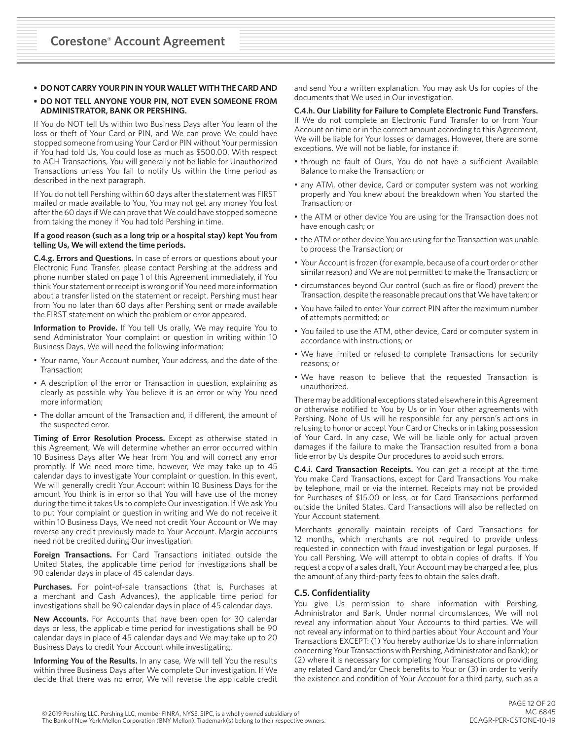- **DO NOT CARRY YOUR PIN IN YOUR WALLET WITH THE CARD AND**
- **DO NOT TELL ANYONE YOUR PIN, NOT EVEN SOMEONE FROM ADMINISTRATOR, BANK OR PERSHING.**

If You do NOT tell Us within two Business Days after You learn of the loss or theft of Your Card or PIN, and We can prove We could have stopped someone from using Your Card or PIN without Your permission if You had told Us, You could lose as much as $500.00. With respect to ACH Transactions, You will generally not be liable for Unauthorized Transactions unless You fail to notify Us within the time period as described in the next paragraph.

If You do not tell Pershing within 60 days after the statement was FIRST mailed or made available to You, You may not get any money You lost after the 60 days if We can prove that We could have stopped someone from taking the money if You had told Pershing in time.

**If a good reason (such as a long trip or a hospital stay) kept You from telling Us, We will extend the time periods.**

**C.4.g. Errors and Questions.** In case of errors or questions about your Electronic Fund Transfer, please contact Pershing at the address and phone number stated on page 1 of this Agreement immediately, if You think Your statement or receipt is wrong or if You need more information about a transfer listed on the statement or receipt. Pershing must hear from You no later than 60 days after Pershing sent or made available the FIRST statement on which the problem or error appeared.

**Information to Provide.** If You tell Us orally, We may require You to send Administrator Your complaint or question in writing within 10 Business Days. We will need the following information:

- Your name, Your Account number, Your address, and the date of the Transaction;
- A description of the error or Transaction in question, explaining as clearly as possible why You believe it is an error or why You need more information;
- The dollar amount of the Transaction and, if different, the amount of the suspected error.

**Timing of Error Resolution Process.** Except as otherwise stated in this Agreement, We will determine whether an error occurred within 10 Business Days after We hear from You and will correct any error promptly. If We need more time, however, We may take up to 45 calendar days to investigate Your complaint or question. In this event, We will generally credit Your Account within 10 Business Days for the amount You think is in error so that You will have use of the money during the time it takes Us to complete Our investigation. If We ask You to put Your complaint or question in writing and We do not receive it within 10 Business Days, We need not credit Your Account or We may reverse any credit previously made to Your Account. Margin accounts need not be credited during Our investigation.

**Foreign Transactions.** For Card Transactions initiated outside the United States, the applicable time period for investigations shall be 90 calendar days in place of 45 calendar days.

**Purchases.** For point-of-sale transactions (that is, Purchases at a merchant and Cash Advances), the applicable time period for investigations shall be 90 calendar days in place of 45 calendar days.

**New Accounts.** For Accounts that have been open for 30 calendar days or less, the applicable time period for investigations shall be 90 calendar days in place of 45 calendar days and We may take up to 20 Business Days to credit Your Account while investigating.

**Informing You of the Results.** In any case, We will tell You the results within three Business Days after We complete Our investigation. If We decide that there was no error, We will reverse the applicable credit and send You a written explanation. You may ask Us for copies of the documents that We used in Our investigation.

**C.4.h. Our Liability for Failure to Complete Electronic Fund Transfers.** If We do not complete an Electronic Fund Transfer to or from Your Account on time or in the correct amount according to this Agreement, We will be liable for Your losses or damages. However, there are some exceptions. We will not be liable, for instance if:

- through no fault of Ours, You do not have a sufficient Available Balance to make the Transaction; or
- any ATM, other device, Card or computer system was not working properly and You knew about the breakdown when You started the Transaction; or
- the ATM or other device You are using for the Transaction does not have enough cash; or
- the ATM or other device You are using for the Transaction was unable to process the Transaction; or
- Your Account is frozen (for example, because of a court order or other similar reason) and We are not permitted to make the Transaction; or
- circumstances beyond Our control (such as fire or flood) prevent the Transaction, despite the reasonable precautions that We have taken; or
- You have failed to enter Your correct PIN after the maximum number of attempts permitted; or
- You failed to use the ATM, other device, Card or computer system in accordance with instructions; or
- We have limited or refused to complete Transactions for security reasons; or
- We have reason to believe that the requested Transaction is unauthorized.

There may be additional exceptions stated elsewhere in this Agreement or otherwise notified to You by Us or in Your other agreements with Pershing. None of Us will be responsible for any person's actions in refusing to honor or accept Your Card or Checks or in taking possession of Your Card. In any case, We will be liable only for actual proven damages if the failure to make the Transaction resulted from a bona fide error by Us despite Our procedures to avoid such errors.

**C.4.i. Card Transaction Receipts.** You can get a receipt at the time You make Card Transactions, except for Card Transactions You make by telephone, mail or via the internet. Receipts may not be provided for Purchases of $15.00 or less, or for Card Transactions performed outside the United States. Card Transactions will also be reflected on Your Account statement.

Merchants generally maintain receipts of Card Transactions for 12 months, which merchants are not required to provide unless requested in connection with fraud investigation or legal purposes. If You call Pershing, We will attempt to obtain copies of drafts. If You request a copy of a sales draft, Your Account may be charged a fee, plus the amount of any third-party fees to obtain the sales draft.

## C.5. Confidentiality

You give Us permission to share information with Pershing, Administrator and Bank. Under normal circumstances, We will not reveal any information about Your Accounts to third parties. We will not reveal any information to third parties about Your Account and Your Transactions EXCEPT: (1) You hereby authorize Us to share information concerning Your Transactions with Pershing, Administrator and Bank); or (2) where it is necessary for completing Your Transactions or providing any related Card and/or Check benefits to You; or (3) in order to verify the existence and condition of Your Account for a third party, such as a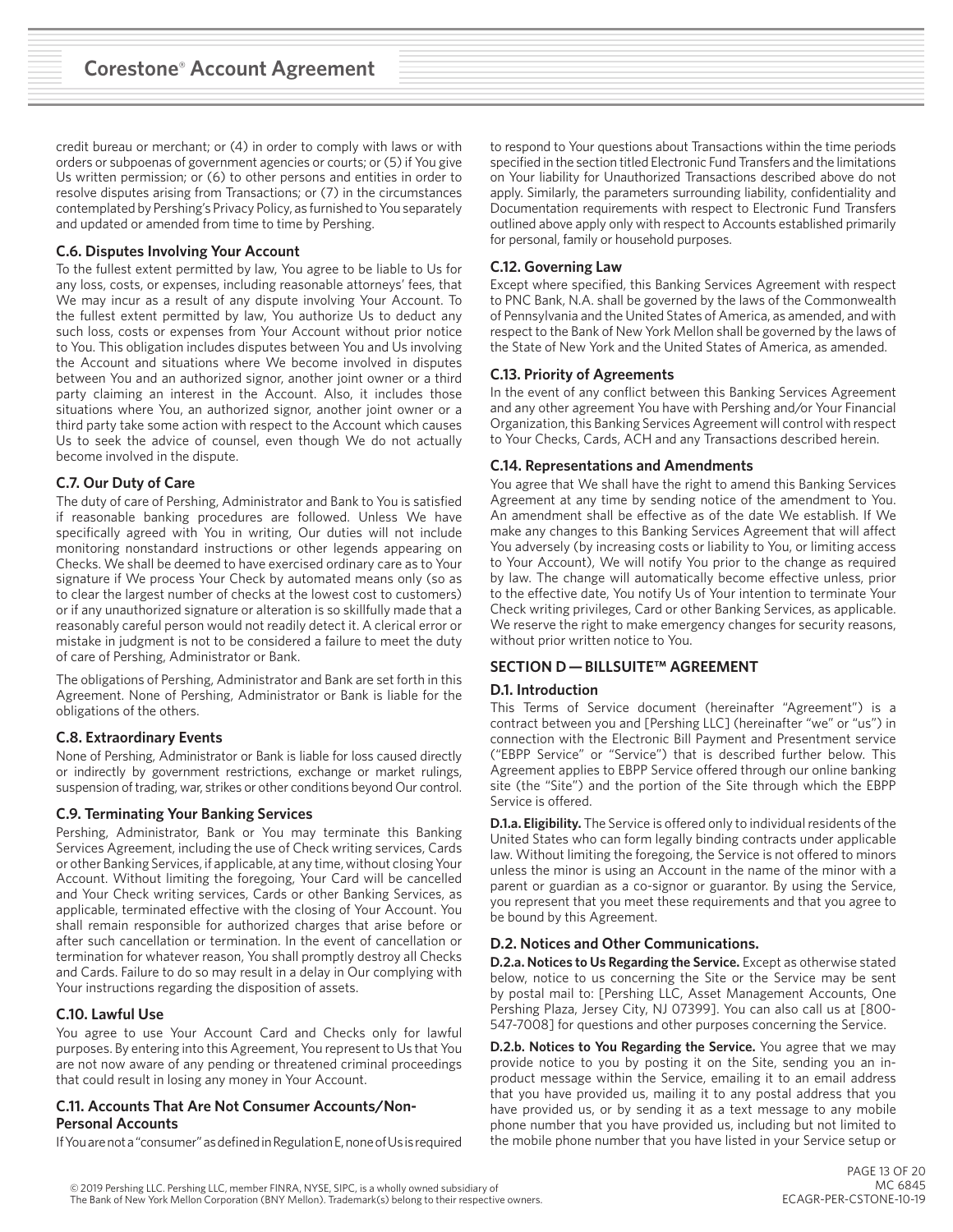credit bureau or merchant; or (4) in order to comply with laws or with orders or subpoenas of government agencies or courts; or (5) if You give Us written permission; or (6) to other persons and entities in order to resolve disputes arising from Transactions; or (7) in the circumstances contemplated by Pershing's Privacy Policy, as furnished to You separately and updated or amended from time to time by Pershing.

### C.6. Disputes Involving Your Account

To the fullest extent permitted by law, You agree to be liable to Us for any loss, costs, or expenses, including reasonable attorneys' fees, that We may incur as a result of any dispute involving Your Account. To the fullest extent permitted by law, You authorize Us to deduct any such loss, costs or expenses from Your Account without prior notice to You. This obligation includes disputes between You and Us involving the Account and situations where We become involved in disputes between You and an authorized signor, another joint owner or a third party claiming an interest in the Account. Also, it includes those situations where You, an authorized signor, another joint owner or a third party take some action with respect to the Account which causes Us to seek the advice of counsel, even though We do not actually become involved in the dispute.

### C.7. Our Duty of Care

The duty of care of Pershing, Administrator and Bank to You is satisfied if reasonable banking procedures are followed. Unless We have specifically agreed with You in writing, Our duties will not include monitoring nonstandard instructions or other legends appearing on Checks. We shall be deemed to have exercised ordinary care as to Your signature if We process Your Check by automated means only (so as to clear the largest number of checks at the lowest cost to customers) or if any unauthorized signature or alteration is so skillfully made that a reasonably careful person would not readily detect it. A clerical error or mistake in judgment is not to be considered a failure to meet the duty of care of Pershing, Administrator or Bank.

The obligations of Pershing, Administrator and Bank are set forth in this Agreement. None of Pershing, Administrator or Bank is liable for the obligations of the others.

### C.8. Extraordinary Events

None of Pershing, Administrator or Bank is liable for loss caused directly or indirectly by government restrictions, exchange or market rulings, suspension of trading, war, strikes or other conditions beyond Our control.

### C.9. Terminating Your Banking Services

Pershing, Administrator, Bank or You may terminate this Banking Services Agreement, including the use of Check writing services, Cards or other Banking Services, if applicable, at any time, without closing Your Account. Without limiting the foregoing, Your Card will be cancelled and Your Check writing services, Cards or other Banking Services, as applicable, terminated effective with the closing of Your Account. You shall remain responsible for authorized charges that arise before or after such cancellation or termination. In the event of cancellation or termination for whatever reason, You shall promptly destroy all Checks and Cards. Failure to do so may result in a delay in Our complying with Your instructions regarding the disposition of assets.

### C.10. Lawful Use

You agree to use Your Account Card and Checks only for lawful purposes. By entering into this Agreement, You represent to Us that You are not now aware of any pending or threatened criminal proceedings that could result in losing any money in Your Account.

### C.11. Accounts That Are Not Consumer Accounts/Non-Personal Accounts

If You are not a "consumer" as defined in Regulation E, none of Us is required to respond to Your questions about Transactions within the time periods specified in the section titled Electronic Fund Transfers and the limitations on Your liability for Unauthorized Transactions described above do not apply. Similarly, the parameters surrounding liability, confidentiality and Documentation requirements with respect to Electronic Fund Transfers outlined above apply only with respect to Accounts established primarily for personal, family or household purposes.

### C.12. Governing Law

Except where specified, this Banking Services Agreement with respect to PNC Bank, N.A. shall be governed by the laws of the Commonwealth of Pennsylvania and the United States of America, as amended, and with respect to the Bank of New York Mellon shall be governed by the laws of the State of New York and the United States of America, as amended.

### C.13. Priority of Agreements

In the event of any conflict between this Banking Services Agreement and any other agreement You have with Pershing and/or Your Financial Organization, this Banking Services Agreement will control with respect to Your Checks, Cards, ACH and any Transactions described herein.

### C.14. Representations and Amendments

You agree that We shall have the right to amend this Banking Services Agreement at any time by sending notice of the amendment to You. An amendment shall be effective as of the date We establish. If We make any changes to this Banking Services Agreement that will affect You adversely (by increasing costs or liability to You, or limiting access to Your Account), We will notify You prior to the change as required by law. The change will automatically become effective unless, prior to the effective date, You notify Us of Your intention to terminate Your Check writing privileges, Card or other Banking Services, as applicable. We reserve the right to make emergency changes for security reasons, without prior written notice to You.

## SECTION D — BILLSUITE™ AGREEMENT

### D.1. Introduction

This Terms of Service document (hereinafter "Agreement") is a contract between you and [Pershing LLC] (hereinafter "we" or "us") in connection with the Electronic Bill Payment and Presentment service ("EBPP Service" or "Service") that is described further below. This Agreement applies to EBPP Service offered through our online banking site (the "Site") and the portion of the Site through which the EBPP Service is offered.

**D.1.a. Eligibility.** The Service is offered only to individual residents of the United States who can form legally binding contracts under applicable law. Without limiting the foregoing, the Service is not offered to minors unless the minor is using an Account in the name of the minor with a parent or guardian as a co-signor or guarantor. By using the Service, you represent that you meet these requirements and that you agree to be bound by this Agreement.

### D.2. Notices and Other Communications.

**D.2.a. Notices to Us Regarding the Service.** Except as otherwise stated below, notice to us concerning the Site or the Service may be sent by postal mail to: [Pershing LLC, Asset Management Accounts, One Pershing Plaza, Jersey City, NJ 07399]. You can also call us at [800-547-7008] for questions and other purposes concerning the Service.

**D.2.b. Notices to You Regarding the Service.** You agree that we may provide notice to you by posting it on the Site, sending you an in-product message within the Service, emailing it to an email address that you have provided us, mailing it to any postal address that you have provided us, or by sending it as a text message to any mobile phone number that you have provided us, including but not limited to the mobile phone number that you have listed in your Service setup or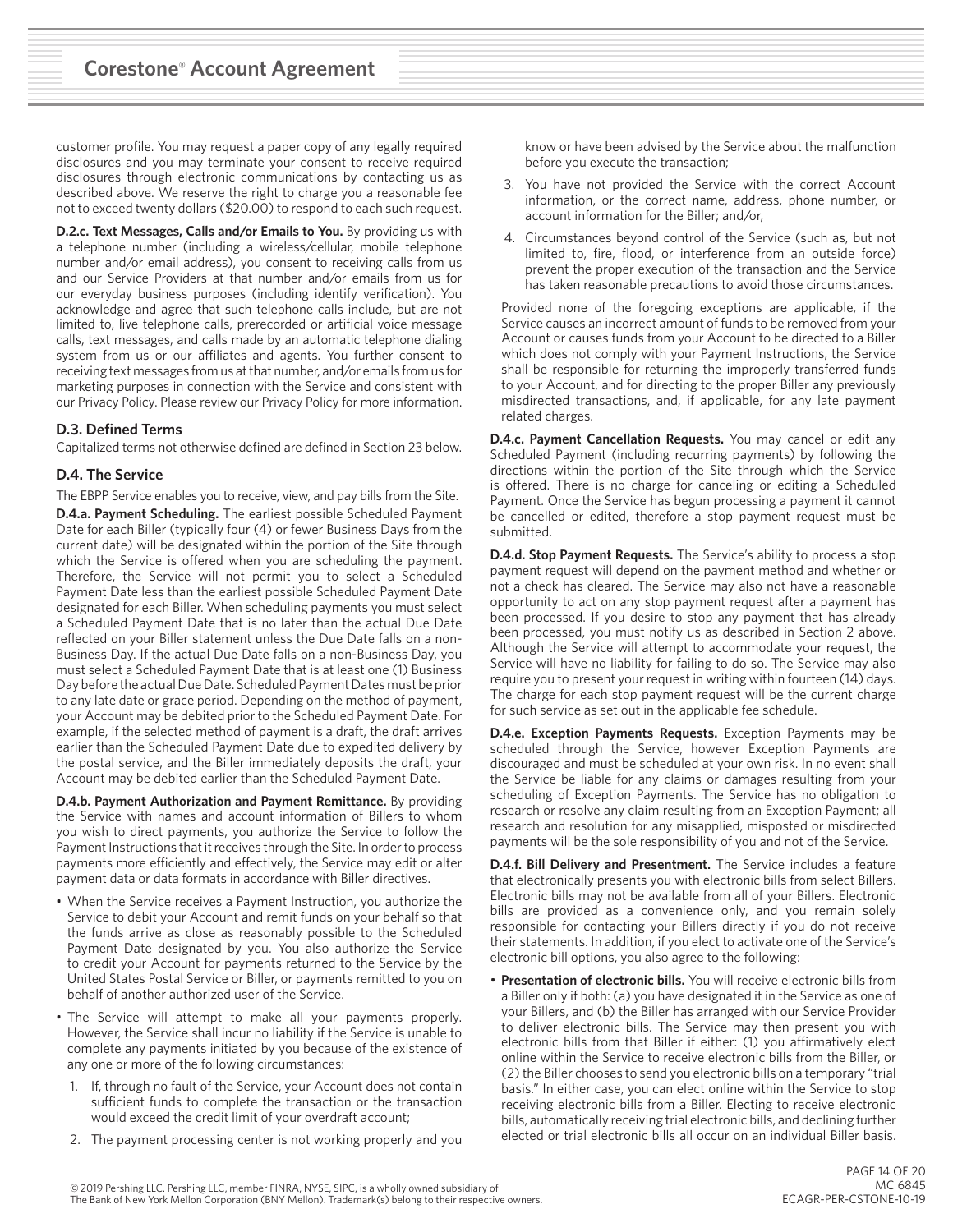customer profile. You may request a paper copy of any legally required disclosures and you may terminate your consent to receive required disclosures through electronic communications by contacting us as described above. We reserve the right to charge you a reasonable fee not to exceed twenty dollars ($20.00) to respond to each such request.

**D.2.c. Text Messages, Calls and/or Emails to You.** By providing us with a telephone number (including a wireless/cellular, mobile telephone number and/or email address), you consent to receiving calls from us and our Service Providers at that number and/or emails from us for our everyday business purposes (including identify verification). You acknowledge and agree that such telephone calls include, but are not limited to, live telephone calls, prerecorded or artificial voice message calls, text messages, and calls made by an automatic telephone dialing system from us or our affiliates and agents. You further consent to receiving text messages from us at that number, and/or emails from us for marketing purposes in connection with the Service and consistent with our Privacy Policy. Please review our Privacy Policy for more information.

### D.3. Defined Terms

Capitalized terms not otherwise defined are defined in Section 23 below.

### D.4. The Service

The EBPP Service enables you to receive, view, and pay bills from the Site.

**D.4.a. Payment Scheduling.** The earliest possible Scheduled Payment Date for each Biller (typically four (4) or fewer Business Days from the current date) will be designated within the portion of the Site through which the Service is offered when you are scheduling the payment. Therefore, the Service will not permit you to select a Scheduled Payment Date less than the earliest possible Scheduled Payment Date designated for each Biller. When scheduling payments you must select a Scheduled Payment Date that is no later than the actual Due Date reflected on your Biller statement unless the Due Date falls on a non-Business Day. If the actual Due Date falls on a non-Business Day, you must select a Scheduled Payment Date that is at least one (1) Business Day before the actual Due Date. Scheduled Payment Dates must be prior to any late date or grace period. Depending on the method of payment, your Account may be debited prior to the Scheduled Payment Date. For example, if the selected method of payment is a draft, the draft arrives earlier than the Scheduled Payment Date due to expedited delivery by the postal service, and the Biller immediately deposits the draft, your Account may be debited earlier than the Scheduled Payment Date.

**D.4.b. Payment Authorization and Payment Remittance.** By providing the Service with names and account information of Billers to whom you wish to direct payments, you authorize the Service to follow the Payment Instructions that it receives through the Site. In order to process payments more efficiently and effectively, the Service may edit or alter payment data or data formats in accordance with Biller directives.

- When the Service receives a Payment Instruction, you authorize the Service to debit your Account and remit funds on your behalf so that the funds arrive as close as reasonably possible to the Scheduled Payment Date designated by you. You also authorize the Service to credit your Account for payments returned to the Service by the United States Postal Service or Biller, or payments remitted to you on behalf of another authorized user of the Service.
- The Service will attempt to make all your payments properly. However, the Service shall incur no liability if the Service is unable to complete any payments initiated by you because of the existence of any one or more of the following circumstances:
  1. If, through no fault of the Service, your Account does not contain sufficient funds to complete the transaction or the transaction would exceed the credit limit of your overdraft account;
  2. The payment processing center is not working properly and you know or have been advised by the Service about the malfunction before you execute the transaction;
  3. You have not provided the Service with the correct Account information, or the correct name, address, phone number, or account information for the Biller; and/or,
  4. Circumstances beyond control of the Service (such as, but not limited to, fire, flood, or interference from an outside force) prevent the proper execution of the transaction and the Service has taken reasonable precautions to avoid those circumstances.

  Provided none of the foregoing exceptions are applicable, if the Service causes an incorrect amount of funds to be removed from your Account or causes funds from your Account to be directed to a Biller which does not comply with your Payment Instructions, the Service shall be responsible for returning the improperly transferred funds to your Account, and for directing to the proper Biller any previously misdirected transactions, and, if applicable, for any late payment related charges.

**D.4.c. Payment Cancellation Requests.** You may cancel or edit any Scheduled Payment (including recurring payments) by following the directions within the portion of the Site through which the Service is offered. There is no charge for canceling or editing a Scheduled Payment. Once the Service has begun processing a payment it cannot be cancelled or edited, therefore a stop payment request must be submitted.

**D.4.d. Stop Payment Requests.** The Service's ability to process a stop payment request will depend on the payment method and whether or not a check has cleared. The Service may also not have a reasonable opportunity to act on any stop payment request after a payment has been processed. If you desire to stop any payment that has already been processed, you must notify us as described in Section 2 above. Although the Service will attempt to accommodate your request, the Service will have no liability for failing to do so. The Service may also require you to present your request in writing within fourteen (14) days. The charge for each stop payment request will be the current charge for such service as set out in the applicable fee schedule.

**D.4.e. Exception Payments Requests.** Exception Payments may be scheduled through the Service, however Exception Payments are discouraged and must be scheduled at your own risk. In no event shall the Service be liable for any claims or damages resulting from your scheduling of Exception Payments. The Service has no obligation to research or resolve any claim resulting from an Exception Payment; all research and resolution for any misapplied, misposted or misdirected payments will be the sole responsibility of you and not of the Service.

**D.4.f. Bill Delivery and Presentment.** The Service includes a feature that electronically presents you with electronic bills from select Billers. Electronic bills may not be available from all of your Billers. Electronic bills are provided as a convenience only, and you remain solely responsible for contacting your Billers directly if you do not receive their statements. In addition, if you elect to activate one of the Service's electronic bill options, you also agree to the following:

- **Presentation of electronic bills.** You will receive electronic bills from a Biller only if both: (a) you have designated it in the Service as one of your Billers, and (b) the Biller has arranged with our Service Provider to deliver electronic bills. The Service may then present you with electronic bills from that Biller if either: (1) you affirmatively elect online within the Service to receive electronic bills from the Biller, or (2) the Biller chooses to send you electronic bills on a temporary "trial basis." In either case, you can elect online within the Service to stop receiving electronic bills from a Biller. Electing to receive electronic bills, automatically receiving trial electronic bills, and declining further elected or trial electronic bills all occur on an individual Biller basis.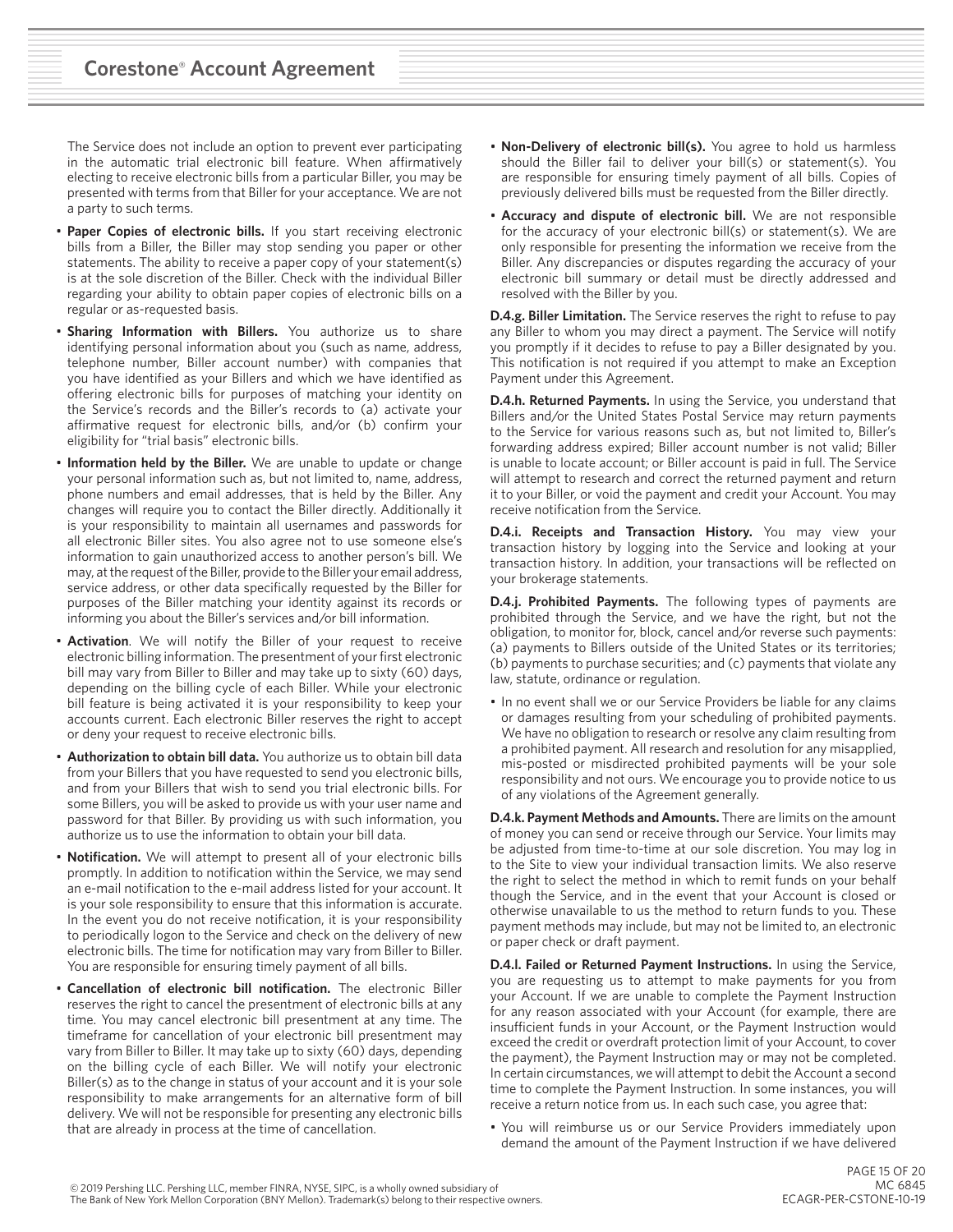The Service does not include an option to prevent ever participating in the automatic trial electronic bill feature. When affirmatively electing to receive electronic bills from a particular Biller, you may be presented with terms from that Biller for your acceptance. We are not a party to such terms.

- **Paper Copies of electronic bills.** If you start receiving electronic bills from a Biller, the Biller may stop sending you paper or other statements. The ability to receive a paper copy of your statement(s) is at the sole discretion of the Biller. Check with the individual Biller regarding your ability to obtain paper copies of electronic bills on a regular or as-requested basis.
- **Sharing Information with Billers.** You authorize us to share identifying personal information about you (such as name, address, telephone number, Biller account number) with companies that you have identified as your Billers and which we have identified as offering electronic bills for purposes of matching your identity on the Service's records and the Biller's records to (a) activate your affirmative request for electronic bills, and/or (b) confirm your eligibility for "trial basis" electronic bills.
- **Information held by the Biller.** We are unable to update or change your personal information such as, but not limited to, name, address, phone numbers and email addresses, that is held by the Biller. Any changes will require you to contact the Biller directly. Additionally it is your responsibility to maintain all usernames and passwords for all electronic Biller sites. You also agree not to use someone else's information to gain unauthorized access to another person's bill. We may, at the request of the Biller, provide to the Biller your email address, service address, or other data specifically requested by the Biller for purposes of the Biller matching your identity against its records or informing you about the Biller's services and/or bill information.
- **Activation**. We will notify the Biller of your request to receive electronic billing information. The presentment of your first electronic bill may vary from Biller to Biller and may take up to sixty (60) days, depending on the billing cycle of each Biller. While your electronic bill feature is being activated it is your responsibility to keep your accounts current. Each electronic Biller reserves the right to accept or deny your request to receive electronic bills.
- **Authorization to obtain bill data.** You authorize us to obtain bill data from your Billers that you have requested to send you electronic bills, and from your Billers that wish to send you trial electronic bills. For some Billers, you will be asked to provide us with your user name and password for that Biller. By providing us with such information, you authorize us to use the information to obtain your bill data.
- **Notification.** We will attempt to present all of your electronic bills promptly. In addition to notification within the Service, we may send an e-mail notification to the e-mail address listed for your account. It is your sole responsibility to ensure that this information is accurate. In the event you do not receive notification, it is your responsibility to periodically logon to the Service and check on the delivery of new electronic bills. The time for notification may vary from Biller to Biller. You are responsible for ensuring timely payment of all bills.
- **Cancellation of electronic bill notification.** The electronic Biller reserves the right to cancel the presentment of electronic bills at any time. You may cancel electronic bill presentment at any time. The timeframe for cancellation of your electronic bill presentment may vary from Biller to Biller. It may take up to sixty (60) days, depending on the billing cycle of each Biller. We will notify your electronic Biller(s) as to the change in status of your account and it is your sole responsibility to make arrangements for an alternative form of bill delivery. We will not be responsible for presenting any electronic bills that are already in process at the time of cancellation.
- **Non-Delivery of electronic bill(s).** You agree to hold us harmless should the Biller fail to deliver your bill(s) or statement(s). You are responsible for ensuring timely payment of all bills. Copies of previously delivered bills must be requested from the Biller directly.
- **Accuracy and dispute of electronic bill.** We are not responsible for the accuracy of your electronic bill(s) or statement(s). We are only responsible for presenting the information we receive from the Biller. Any discrepancies or disputes regarding the accuracy of your electronic bill summary or detail must be directly addressed and resolved with the Biller by you.

**D.4.g. Biller Limitation.** The Service reserves the right to refuse to pay any Biller to whom you may direct a payment. The Service will notify you promptly if it decides to refuse to pay a Biller designated by you. This notification is not required if you attempt to make an Exception Payment under this Agreement.

**D.4.h. Returned Payments.** In using the Service, you understand that Billers and/or the United States Postal Service may return payments to the Service for various reasons such as, but not limited to, Biller's forwarding address expired; Biller account number is not valid; Biller is unable to locate account; or Biller account is paid in full. The Service will attempt to research and correct the returned payment and return it to your Biller, or void the payment and credit your Account. You may receive notification from the Service.

**D.4.i. Receipts and Transaction History.** You may view your transaction history by logging into the Service and looking at your transaction history. In addition, your transactions will be reflected on your brokerage statements.

**D.4.j. Prohibited Payments.** The following types of payments are prohibited through the Service, and we have the right, but not the obligation, to monitor for, block, cancel and/or reverse such payments: (a) payments to Billers outside of the United States or its territories; (b) payments to purchase securities; and (c) payments that violate any law, statute, ordinance or regulation.

- In no event shall we or our Service Providers be liable for any claims or damages resulting from your scheduling of prohibited payments. We have no obligation to research or resolve any claim resulting from a prohibited payment. All research and resolution for any misapplied, mis-posted or misdirected prohibited payments will be your sole responsibility and not ours. We encourage you to provide notice to us of any violations of the Agreement generally.

**D.4.k. Payment Methods and Amounts.** There are limits on the amount of money you can send or receive through our Service. Your limits may be adjusted from time-to-time at our sole discretion. You may log in to the Site to view your individual transaction limits. We also reserve the right to select the method in which to remit funds on your behalf though the Service, and in the event that your Account is closed or otherwise unavailable to us the method to return funds to you. These payment methods may include, but may not be limited to, an electronic or paper check or draft payment.

**D.4.l. Failed or Returned Payment Instructions.** In using the Service, you are requesting us to attempt to make payments for you from your Account. If we are unable to complete the Payment Instruction for any reason associated with your Account (for example, there are insufficient funds in your Account, or the Payment Instruction would exceed the credit or overdraft protection limit of your Account, to cover the payment), the Payment Instruction may or may not be completed. In certain circumstances, we will attempt to debit the Account a second time to complete the Payment Instruction. In some instances, you will receive a return notice from us. In each such case, you agree that:

- You will reimburse us or our Service Providers immediately upon demand the amount of the Payment Instruction if we have delivered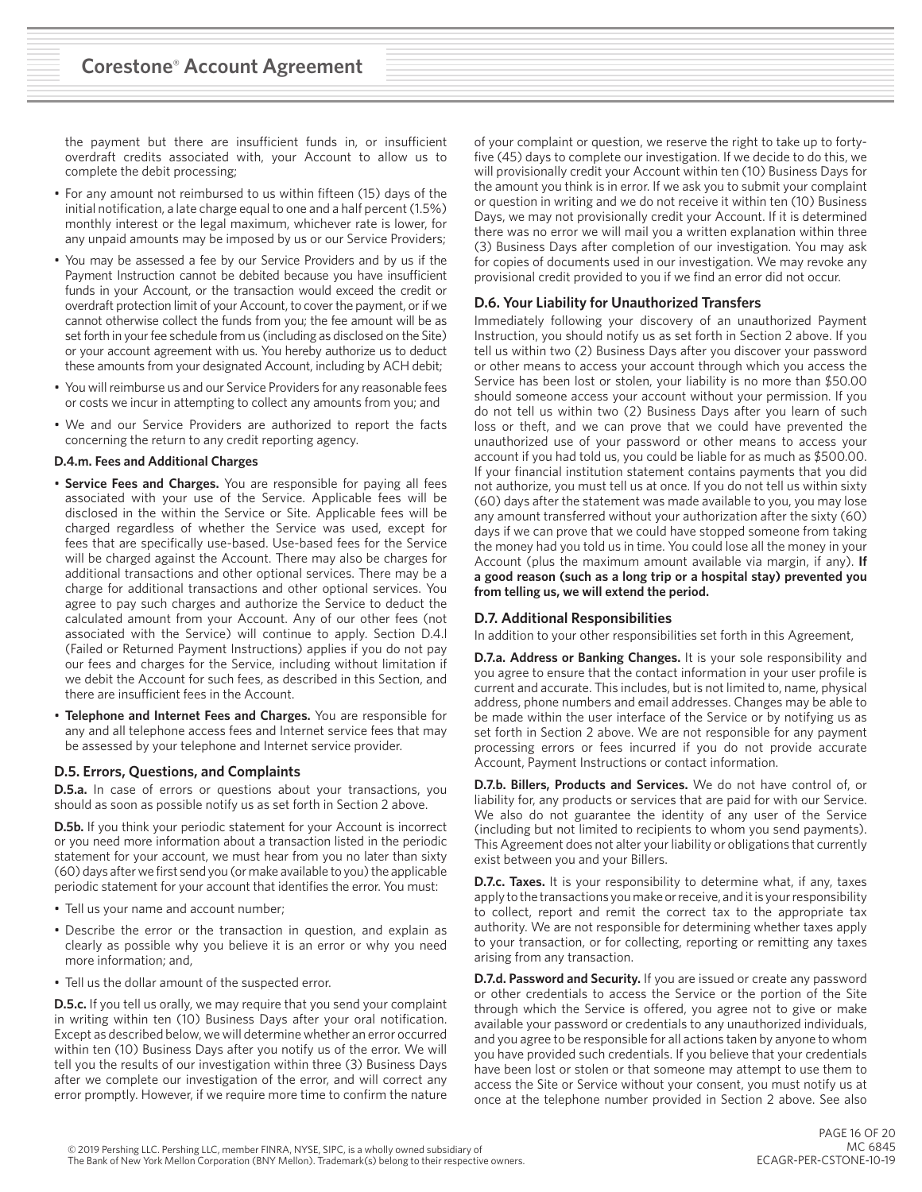the payment but there are insufficient funds in, or insufficient overdraft credits associated with, your Account to allow us to complete the debit processing;

- For any amount not reimbursed to us within fifteen (15) days of the initial notification, a late charge equal to one and a half percent (1.5%) monthly interest or the legal maximum, whichever rate is lower, for any unpaid amounts may be imposed by us or our Service Providers;
- You may be assessed a fee by our Service Providers and by us if the Payment Instruction cannot be debited because you have insufficient funds in your Account, or the transaction would exceed the credit or overdraft protection limit of your Account, to cover the payment, or if we cannot otherwise collect the funds from you; the fee amount will be as set forth in your fee schedule from us (including as disclosed on the Site) or your account agreement with us. You hereby authorize us to deduct these amounts from your designated Account, including by ACH debit;
- You will reimburse us and our Service Providers for any reasonable fees or costs we incur in attempting to collect any amounts from you; and
- We and our Service Providers are authorized to report the facts concerning the return to any credit reporting agency.

#### D.4.m. Fees and Additional Charges

- **Service Fees and Charges.** You are responsible for paying all fees associated with your use of the Service. Applicable fees will be disclosed in the within the Service or Site. Applicable fees will be charged regardless of whether the Service was used, except for fees that are specifically use-based. Use-based fees for the Service will be charged against the Account. There may also be charges for additional transactions and other optional services. There may be a charge for additional transactions and other optional services. You agree to pay such charges and authorize the Service to deduct the calculated amount from your Account. Any of our other fees (not associated with the Service) will continue to apply. Section D.4.l (Failed or Returned Payment Instructions) applies if you do not pay our fees and charges for the Service, including without limitation if we debit the Account for such fees, as described in this Section, and there are insufficient fees in the Account.
- **Telephone and Internet Fees and Charges.** You are responsible for any and all telephone access fees and Internet service fees that may be assessed by your telephone and Internet service provider.

### D.5. Errors, Questions, and Complaints

**D.5.a.** In case of errors or questions about your transactions, you should as soon as possible notify us as set forth in Section 2 above.

**D.5b.** If you think your periodic statement for your Account is incorrect or you need more information about a transaction listed in the periodic statement for your account, we must hear from you no later than sixty (60) days after we first send you (or make available to you) the applicable periodic statement for your account that identifies the error. You must:

- Tell us your name and account number;
- Describe the error or the transaction in question, and explain as clearly as possible why you believe it is an error or why you need more information; and,
- Tell us the dollar amount of the suspected error.

**D.5.c.** If you tell us orally, we may require that you send your complaint in writing within ten (10) Business Days after your oral notification. Except as described below, we will determine whether an error occurred within ten (10) Business Days after you notify us of the error. We will tell you the results of our investigation within three (3) Business Days after we complete our investigation of the error, and will correct any error promptly. However, if we require more time to confirm the nature of your complaint or question, we reserve the right to take up to forty-five (45) days to complete our investigation. If we decide to do this, we will provisionally credit your Account within ten (10) Business Days for the amount you think is in error. If we ask you to submit your complaint or question in writing and we do not receive it within ten (10) Business Days, we may not provisionally credit your Account. If it is determined there was no error we will mail you a written explanation within three (3) Business Days after completion of our investigation. You may ask for copies of documents used in our investigation. We may revoke any provisional credit provided to you if we find an error did not occur.

### D.6. Your Liability for Unauthorized Transfers

Immediately following your discovery of an unauthorized Payment Instruction, you should notify us as set forth in Section 2 above. If you tell us within two (2) Business Days after you discover your password or other means to access your account through which you access the Service has been lost or stolen, your liability is no more than $50.00 should someone access your account without your permission. If you do not tell us within two (2) Business Days after you learn of such loss or theft, and we can prove that we could have prevented the unauthorized use of your password or other means to access your account if you had told us, you could be liable for as much as $500.00. If your financial institution statement contains payments that you did not authorize, you must tell us at once. If you do not tell us within sixty (60) days after the statement was made available to you, you may lose any amount transferred without your authorization after the sixty (60) days if we can prove that we could have stopped someone from taking the money had you told us in time. You could lose all the money in your Account (plus the maximum amount available via margin, if any). **If a good reason (such as a long trip or a hospital stay) prevented you from telling us, we will extend the period.**

### D.7. Additional Responsibilities

In addition to your other responsibilities set forth in this Agreement,

**D.7.a. Address or Banking Changes.** It is your sole responsibility and you agree to ensure that the contact information in your user profile is current and accurate. This includes, but is not limited to, name, physical address, phone numbers and email addresses. Changes may be able to be made within the user interface of the Service or by notifying us as set forth in Section 2 above. We are not responsible for any payment processing errors or fees incurred if you do not provide accurate Account, Payment Instructions or contact information.

**D.7.b. Billers, Products and Services.** We do not have control of, or liability for, any products or services that are paid for with our Service. We also do not guarantee the identity of any user of the Service (including but not limited to recipients to whom you send payments). This Agreement does not alter your liability or obligations that currently exist between you and your Billers.

**D.7.c. Taxes.** It is your responsibility to determine what, if any, taxes apply to the transactions you make or receive, and it is your responsibility to collect, report and remit the correct tax to the appropriate tax authority. We are not responsible for determining whether taxes apply to your transaction, or for collecting, reporting or remitting any taxes arising from any transaction.

**D.7.d. Password and Security.** If you are issued or create any password or other credentials to access the Service or the portion of the Site through which the Service is offered, you agree not to give or make available your password or credentials to any unauthorized individuals, and you agree to be responsible for all actions taken by anyone to whom you have provided such credentials. If you believe that your credentials have been lost or stolen or that someone may attempt to use them to access the Site or Service without your consent, you must notify us at once at the telephone number provided in Section 2 above. See also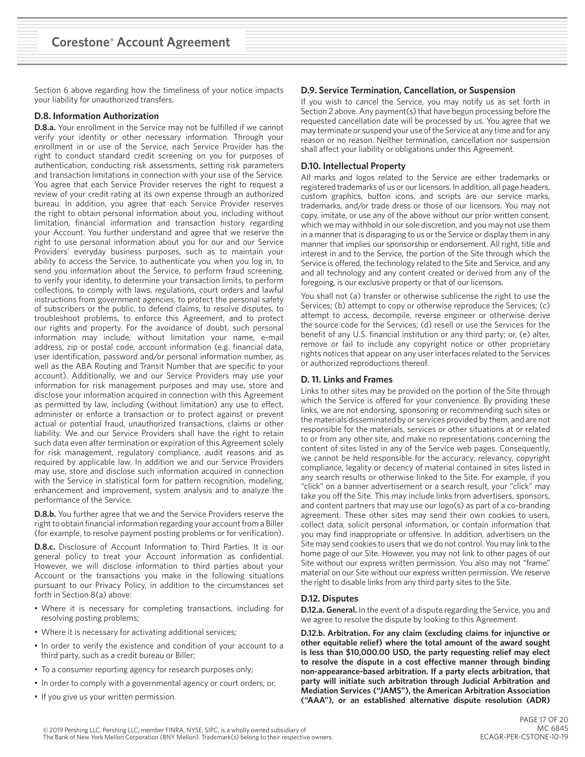Section 6 above regarding how the timeliness of your notice impacts your liability for unauthorized transfers.

### D.8. Information Authorization

**D.8.a.** Your enrollment in the Service may not be fulfilled if we cannot verify your identity or other necessary information. Through your enrollment in or use of the Service, each Service Provider has the right to conduct standard credit screening on you for purposes of authentication, conducting risk assessments, setting risk parameters and transaction limitations in connection with your use of the Service. You agree that each Service Provider reserves the right to request a review of your credit rating at its own expense through an authorized bureau. In addition, you agree that each Service Provider reserves the right to obtain personal information about you, including without limitation, financial information and transaction history regarding your Account. You further understand and agree that we reserve the right to use personal information about you for our and our Service Providers' everyday business purposes, such as to maintain your ability to access the Service, to authenticate you when you log in, to send you information about the Service, to perform fraud screening, to verify your identity, to determine your transaction limits, to perform collections, to comply with laws, regulations, court orders and lawful instructions from government agencies, to protect the personal safety of subscribers or the public, to defend claims, to resolve disputes, to troubleshoot problems, to enforce this Agreement, and to protect our rights and property. For the avoidance of doubt, such personal information may include, without limitation your name, e-mail address, zip or postal code, account information (e.g. financial data, user identification, password and/or personal information number, as well as the ABA Routing and Transit Number that are specific to your account). Additionally, we and our Service Providers may use your information for risk management purposes and may use, store and disclose your information acquired in connection with this Agreement as permitted by law, including (without limitation) any use to effect, administer or enforce a transaction or to protect against or prevent actual or potential fraud, unauthorized transactions, claims or other liability. We and our Service Providers shall have the right to retain such data even after termination or expiration of this Agreement solely for risk management, regulatory compliance, audit reasons and as required by applicable law. In addition we and our Service Providers may use, store and disclose such information acquired in connection with the Service in statistical form for pattern recognition, modeling, enhancement and improvement, system analysis and to analyze the performance of the Service.

**D.8.b.** You further agree that we and the Service Providers reserve the right to obtain financial information regarding your account from a Biller (for example, to resolve payment posting problems or for verification).

**D.8.c.** Disclosure of Account Information to Third Parties. It is our general policy to treat your Account information as confidential. However, we will disclose information to third parties about your Account or the transactions you make in the following situations pursuant to our Privacy Policy, in addition to the circumstances set forth in Section 8(a) above:

- Where it is necessary for completing transactions, including for resolving posting problems;
- Where it is necessary for activating additional services;
- In order to verify the existence and condition of your account to a third party, such as a credit bureau or Biller;
- To a consumer reporting agency for research purposes only;
- In order to comply with a governmental agency or court orders; or,
- If you give us your written permission.

### D.9. Service Termination, Cancellation, or Suspension

If you wish to cancel the Service, you may notify us as set forth in Section 2 above. Any payment(s) that have begun processing before the requested cancellation date will be processed by us. You agree that we may terminate or suspend your use of the Service at any time and for any reason or no reason. Neither termination, cancellation nor suspension shall affect your liability or obligations under this Agreement.

### D.10. Intellectual Property

All marks and logos related to the Service are either trademarks or registered trademarks of us or our licensors. In addition, all page headers, custom graphics, button icons, and scripts are our service marks, trademarks, and/or trade dress or those of our licensors. You may not copy, imitate, or use any of the above without our prior written consent, which we may withhold in our sole discretion, and you may not use them in a manner that is disparaging to us or the Service or display them in any manner that implies our sponsorship or endorsement. All right, title and interest in and to the Service, the portion of the Site through which the Service is offered, the technology related to the Site and Service, and any and all technology and any content created or derived from any of the foregoing, is our exclusive property or that of our licensors.

You shall not (a) transfer or otherwise sublicense the right to use the Services; (b) attempt to copy or otherwise reproduce the Services; (c) attempt to access, decompile, reverse engineer or otherwise derive the source code for the Services; (d) resell or use the Services for the benefit of any U.S. financial institution or any third party; or, (e) alter, remove or fail to include any copyright notice or other proprietary rights notices that appear on any user interfaces related to the Services or authorized reproductions thereof.

### D. 11. Links and Frames

Links to other sites may be provided on the portion of the Site through which the Service is offered for your convenience. By providing these links, we are not endorsing, sponsoring or recommending such sites or the materials disseminated by or services provided by them, and are not responsible for the materials, services or other situations at or related to or from any other site, and make no representations concerning the content of sites listed in any of the Service web pages. Consequently, we cannot be held responsible for the accuracy, relevancy, copyright compliance, legality or decency of material contained in sites listed in any search results or otherwise linked to the Site. For example, if you "click" on a banner advertisement or a search result, your "click" may take you off the Site. This may include links from advertisers, sponsors, and content partners that may use our logo(s) as part of a co-branding agreement. These other sites may send their own cookies to users, collect data, solicit personal information, or contain information that you may find inappropriate or offensive. In addition, advertisers on the Site may send cookies to users that we do not control. You may link to the home page of our Site. However, you may not link to other pages of our Site without our express written permission. You also may not "frame" material on our Site without our express written permission. We reserve the right to disable links from any third party sites to the Site.

### D.12. Disputes

**D.12.a. General.** In the event of a dispute regarding the Service, you and we agree to resolve the dispute by looking to this Agreement.

**D.12.b. Arbitration. For any claim (excluding claims for injunctive or other equitable relief) where the total amount of the award sought is less than $10,000.00 USD, the party requesting relief may elect to resolve the dispute in a cost effective manner through binding non-appearance-based arbitration. If a party elects arbitration, that party will initiate such arbitration through Judicial Arbitration and Mediation Services ("JAMS"), the American Arbitration Association ("AAA"), or an established alternative dispute resolution (ADR)**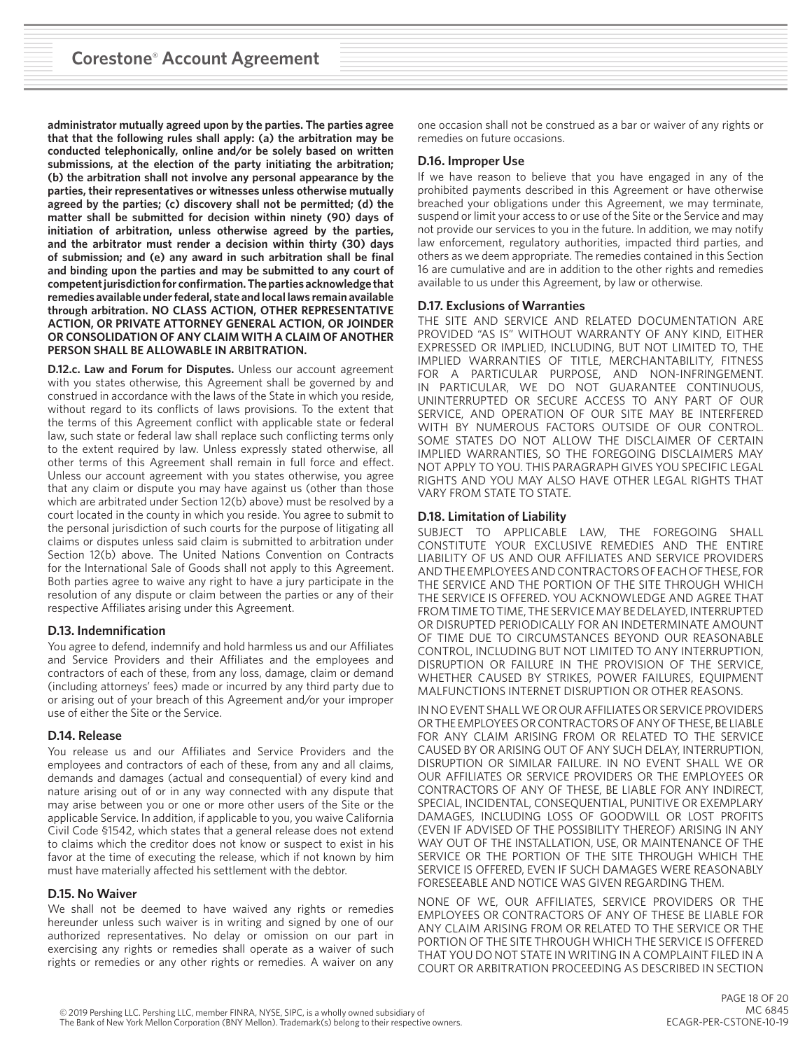**administrator mutually agreed upon by the parties. The parties agree that that the following rules shall apply: (a) the arbitration may be conducted telephonically, online and/or be solely based on written submissions, at the election of the party initiating the arbitration; (b) the arbitration shall not involve any personal appearance by the parties, their representatives or witnesses unless otherwise mutually agreed by the parties; (c) discovery shall not be permitted; (d) the matter shall be submitted for decision within ninety (90) days of initiation of arbitration, unless otherwise agreed by the parties, and the arbitrator must render a decision within thirty (30) days of submission; and (e) any award in such arbitration shall be final and binding upon the parties and may be submitted to any court of competent jurisdiction for confirmation. The parties acknowledge that remedies available under federal, state and local laws remain available through arbitration. NO CLASS ACTION, OTHER REPRESENTATIVE ACTION, OR PRIVATE ATTORNEY GENERAL ACTION, OR JOINDER OR CONSOLIDATION OF ANY CLAIM WITH A CLAIM OF ANOTHER PERSON SHALL BE ALLOWABLE IN ARBITRATION.**

**D.12.c. Law and Forum for Disputes.** Unless our account agreement with you states otherwise, this Agreement shall be governed by and construed in accordance with the laws of the State in which you reside, without regard to its conflicts of laws provisions. To the extent that the terms of this Agreement conflict with applicable state or federal law, such state or federal law shall replace such conflicting terms only to the extent required by law. Unless expressly stated otherwise, all other terms of this Agreement shall remain in full force and effect. Unless our account agreement with you states otherwise, you agree that any claim or dispute you may have against us (other than those which are arbitrated under Section 12(b) above) must be resolved by a court located in the county in which you reside. You agree to submit to the personal jurisdiction of such courts for the purpose of litigating all claims or disputes unless said claim is submitted to arbitration under Section 12(b) above. The United Nations Convention on Contracts for the International Sale of Goods shall not apply to this Agreement. Both parties agree to waive any right to have a jury participate in the resolution of any dispute or claim between the parties or any of their respective Affiliates arising under this Agreement.

### D.13. Indemnification

You agree to defend, indemnify and hold harmless us and our Affiliates and Service Providers and their Affiliates and the employees and contractors of each of these, from any loss, damage, claim or demand (including attorneys' fees) made or incurred by any third party due to or arising out of your breach of this Agreement and/or your improper use of either the Site or the Service.

### D.14. Release

You release us and our Affiliates and Service Providers and the employees and contractors of each of these, from any and all claims, demands and damages (actual and consequential) of every kind and nature arising out of or in any way connected with any dispute that may arise between you or one or more other users of the Site or the applicable Service. In addition, if applicable to you, you waive California Civil Code §1542, which states that a general release does not extend to claims which the creditor does not know or suspect to exist in his favor at the time of executing the release, which if not known by him must have materially affected his settlement with the debtor.

### D.15. No Waiver

We shall not be deemed to have waived any rights or remedies hereunder unless such waiver is in writing and signed by one of our authorized representatives. No delay or omission on our part in exercising any rights or remedies shall operate as a waiver of such rights or remedies or any other rights or remedies. A waiver on any one occasion shall not be construed as a bar or waiver of any rights or remedies on future occasions.

### D.16. Improper Use

If we have reason to believe that you have engaged in any of the prohibited payments described in this Agreement or have otherwise breached your obligations under this Agreement, we may terminate, suspend or limit your access to or use of the Site or the Service and may not provide our services to you in the future. In addition, we may notify law enforcement, regulatory authorities, impacted third parties, and others as we deem appropriate. The remedies contained in this Section 16 are cumulative and are in addition to the other rights and remedies available to us under this Agreement, by law or otherwise.

### D.17. Exclusions of Warranties

THE SITE AND SERVICE AND RELATED DOCUMENTATION ARE PROVIDED "AS IS" WITHOUT WARRANTY OF ANY KIND, EITHER EXPRESSED OR IMPLIED, INCLUDING, BUT NOT LIMITED TO, THE IMPLIED WARRANTIES OF TITLE, MERCHANTABILITY, FITNESS FOR A PARTICULAR PURPOSE, AND NON-INFRINGEMENT. IN PARTICULAR, WE DO NOT GUARANTEE CONTINUOUS, UNINTERRUPTED OR SECURE ACCESS TO ANY PART OF OUR SERVICE, AND OPERATION OF OUR SITE MAY BE INTERFERED WITH BY NUMEROUS FACTORS OUTSIDE OF OUR CONTROL. SOME STATES DO NOT ALLOW THE DISCLAIMER OF CERTAIN IMPLIED WARRANTIES, SO THE FOREGOING DISCLAIMERS MAY NOT APPLY TO YOU. THIS PARAGRAPH GIVES YOU SPECIFIC LEGAL RIGHTS AND YOU MAY ALSO HAVE OTHER LEGAL RIGHTS THAT VARY FROM STATE TO STATE.

### D.18. Limitation of Liability

SUBJECT TO APPLICABLE LAW, THE FOREGOING SHALL CONSTITUTE YOUR EXCLUSIVE REMEDIES AND THE ENTIRE LIABILITY OF US AND OUR AFFILIATES AND SERVICE PROVIDERS AND THE EMPLOYEES AND CONTRACTORS OF EACH OF THESE, FOR THE SERVICE AND THE PORTION OF THE SITE THROUGH WHICH THE SERVICE IS OFFERED. YOU ACKNOWLEDGE AND AGREE THAT FROM TIME TO TIME, THE SERVICE MAY BE DELAYED, INTERRUPTED OR DISRUPTED PERIODICALLY FOR AN INDETERMINATE AMOUNT OF TIME DUE TO CIRCUMSTANCES BEYOND OUR REASONABLE CONTROL, INCLUDING BUT NOT LIMITED TO ANY INTERRUPTION, DISRUPTION OR FAILURE IN THE PROVISION OF THE SERVICE, WHETHER CAUSED BY STRIKES, POWER FAILURES, EQUIPMENT MALFUNCTIONS INTERNET DISRUPTION OR OTHER REASONS.

IN NO EVENT SHALL WE OR OUR AFFILIATES OR SERVICE PROVIDERS OR THE EMPLOYEES OR CONTRACTORS OF ANY OF THESE, BE LIABLE FOR ANY CLAIM ARISING FROM OR RELATED TO THE SERVICE CAUSED BY OR ARISING OUT OF ANY SUCH DELAY, INTERRUPTION, DISRUPTION OR SIMILAR FAILURE. IN NO EVENT SHALL WE OR OUR AFFILIATES OR SERVICE PROVIDERS OR THE EMPLOYEES OR CONTRACTORS OF ANY OF THESE, BE LIABLE FOR ANY INDIRECT, SPECIAL, INCIDENTAL, CONSEQUENTIAL, PUNITIVE OR EXEMPLARY DAMAGES, INCLUDING LOSS OF GOODWILL OR LOST PROFITS (EVEN IF ADVISED OF THE POSSIBILITY THEREOF) ARISING IN ANY WAY OUT OF THE INSTALLATION, USE, OR MAINTENANCE OF THE SERVICE OR THE PORTION OF THE SITE THROUGH WHICH THE SERVICE IS OFFERED, EVEN IF SUCH DAMAGES WERE REASONABLY FORESEEABLE AND NOTICE WAS GIVEN REGARDING THEM.

NONE OF WE, OUR AFFILIATES, SERVICE PROVIDERS OR THE EMPLOYEES OR CONTRACTORS OF ANY OF THESE BE LIABLE FOR ANY CLAIM ARISING FROM OR RELATED TO THE SERVICE OR THE PORTION OF THE SITE THROUGH WHICH THE SERVICE IS OFFERED THAT YOU DO NOT STATE IN WRITING IN A COMPLAINT FILED IN A COURT OR ARBITRATION PROCEEDING AS DESCRIBED IN SECTION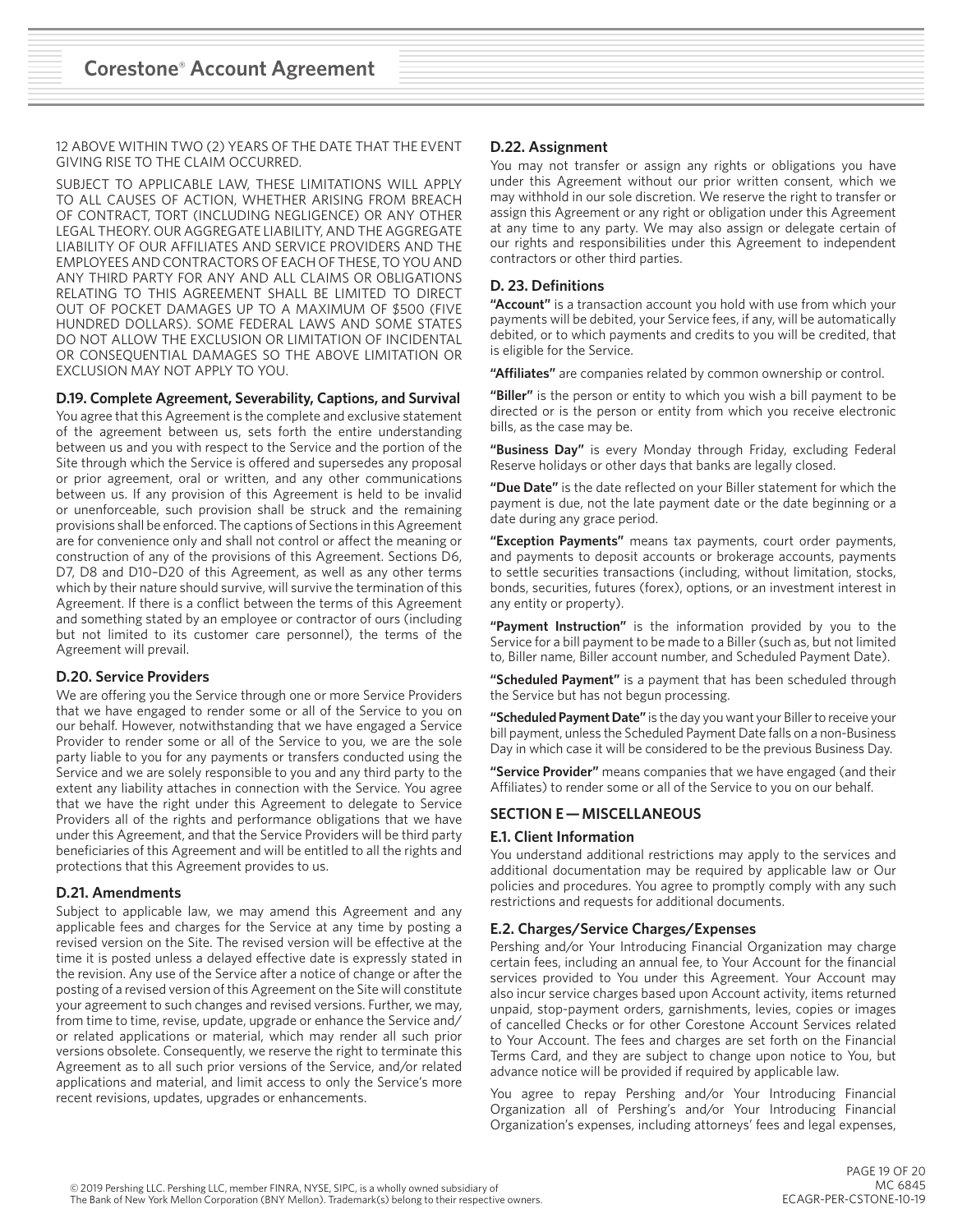12 ABOVE WITHIN TWO (2) YEARS OF THE DATE THAT THE EVENT GIVING RISE TO THE CLAIM OCCURRED.

SUBJECT TO APPLICABLE LAW, THESE LIMITATIONS WILL APPLY TO ALL CAUSES OF ACTION, WHETHER ARISING FROM BREACH OF CONTRACT, TORT (INCLUDING NEGLIGENCE) OR ANY OTHER LEGAL THEORY. OUR AGGREGATE LIABILITY, AND THE AGGREGATE LIABILITY OF OUR AFFILIATES AND SERVICE PROVIDERS AND THE EMPLOYEES AND CONTRACTORS OF EACH OF THESE, TO YOU AND ANY THIRD PARTY FOR ANY AND ALL CLAIMS OR OBLIGATIONS RELATING TO THIS AGREEMENT SHALL BE LIMITED TO DIRECT OUT OF POCKET DAMAGES UP TO A MAXIMUM OF $500 (FIVE HUNDRED DOLLARS). SOME FEDERAL LAWS AND SOME STATES DO NOT ALLOW THE EXCLUSION OR LIMITATION OF INCIDENTAL OR CONSEQUENTIAL DAMAGES SO THE ABOVE LIMITATION OR EXCLUSION MAY NOT APPLY TO YOU.

### D.19. Complete Agreement, Severability, Captions, and Survival

You agree that this Agreement is the complete and exclusive statement of the agreement between us, sets forth the entire understanding between us and you with respect to the Service and the portion of the Site through which the Service is offered and supersedes any proposal or prior agreement, oral or written, and any other communications between us. If any provision of this Agreement is held to be invalid or unenforceable, such provision shall be struck and the remaining provisions shall be enforced. The captions of Sections in this Agreement are for convenience only and shall not control or affect the meaning or construction of any of the provisions of this Agreement. Sections D6, D7, D8 and D10–D20 of this Agreement, as well as any other terms which by their nature should survive, will survive the termination of this Agreement. If there is a conflict between the terms of this Agreement and something stated by an employee or contractor of ours (including but not limited to its customer care personnel), the terms of the Agreement will prevail.

### D.20. Service Providers

We are offering you the Service through one or more Service Providers that we have engaged to render some or all of the Service to you on our behalf. However, notwithstanding that we have engaged a Service Provider to render some or all of the Service to you, we are the sole party liable to you for any payments or transfers conducted using the Service and we are solely responsible to you and any third party to the extent any liability attaches in connection with the Service. You agree that we have the right under this Agreement to delegate to Service Providers all of the rights and performance obligations that we have under this Agreement, and that the Service Providers will be third party beneficiaries of this Agreement and will be entitled to all the rights and protections that this Agreement provides to us.

### D.21. Amendments

Subject to applicable law, we may amend this Agreement and any applicable fees and charges for the Service at any time by posting a revised version on the Site. The revised version will be effective at the time it is posted unless a delayed effective date is expressly stated in the revision. Any use of the Service after a notice of change or after the posting of a revised version of this Agreement on the Site will constitute your agreement to such changes and revised versions. Further, we may, from time to time, revise, update, upgrade or enhance the Service and/or related applications or material, which may render all such prior versions obsolete. Consequently, we reserve the right to terminate this Agreement as to all such prior versions of the Service, and/or related applications and material, and limit access to only the Service's more recent revisions, updates, upgrades or enhancements.

### D.22. Assignment

You may not transfer or assign any rights or obligations you have under this Agreement without our prior written consent, which we may withhold in our sole discretion. We reserve the right to transfer or assign this Agreement or any right or obligation under this Agreement at any time to any party. We may also assign or delegate certain of our rights and responsibilities under this Agreement to independent contractors or other third parties.

### D. 23. Definitions

**"Account"** is a transaction account you hold with use from which your payments will be debited, your Service fees, if any, will be automatically debited, or to which payments and credits to you will be credited, that is eligible for the Service.

**"Affiliates"** are companies related by common ownership or control.

**"Biller"** is the person or entity to which you wish a bill payment to be directed or is the person or entity from which you receive electronic bills, as the case may be.

**"Business Day"** is every Monday through Friday, excluding Federal Reserve holidays or other days that banks are legally closed.

**"Due Date"** is the date reflected on your Biller statement for which the payment is due, not the late payment date or the date beginning or a date during any grace period.

**"Exception Payments"** means tax payments, court order payments, and payments to deposit accounts or brokerage accounts, payments to settle securities transactions (including, without limitation, stocks, bonds, securities, futures (forex), options, or an investment interest in any entity or property).

**"Payment Instruction"** is the information provided by you to the Service for a bill payment to be made to a Biller (such as, but not limited to, Biller name, Biller account number, and Scheduled Payment Date).

**"Scheduled Payment"** is a payment that has been scheduled through the Service but has not begun processing.

**"Scheduled Payment Date"** is the day you want your Biller to receive your bill payment, unless the Scheduled Payment Date falls on a non-Business Day in which case it will be considered to be the previous Business Day.

**"Service Provider"** means companies that we have engaged (and their Affiliates) to render some or all of the Service to you on our behalf.

## SECTION E — MISCELLANEOUS

### E.1. Client Information

You understand additional restrictions may apply to the services and additional documentation may be required by applicable law or Our policies and procedures. You agree to promptly comply with any such restrictions and requests for additional documents.

### E.2. Charges/Service Charges/Expenses

Pershing and/or Your Introducing Financial Organization may charge certain fees, including an annual fee, to Your Account for the financial services provided to You under this Agreement. Your Account may also incur service charges based upon Account activity, items returned unpaid, stop-payment orders, garnishments, levies, copies or images of cancelled Checks or for other Corestone Account Services related to Your Account. The fees and charges are set forth on the Financial Terms Card, and they are subject to change upon notice to You, but advance notice will be provided if required by applicable law.

You agree to repay Pershing and/or Your Introducing Financial Organization all of Pershing's and/or Your Introducing Financial Organization's expenses, including attorneys' fees and legal expenses,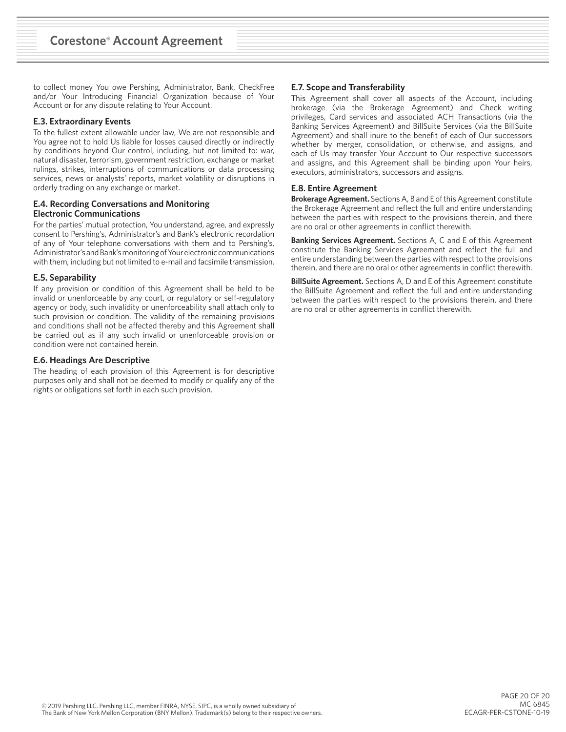to collect money You owe Pershing, Administrator, Bank, CheckFree and/or Your Introducing Financial Organization because of Your Account or for any dispute relating to Your Account.

### E.3. Extraordinary Events

To the fullest extent allowable under law, We are not responsible and You agree not to hold Us liable for losses caused directly or indirectly by conditions beyond Our control, including, but not limited to: war, natural disaster, terrorism, government restriction, exchange or market rulings, strikes, interruptions of communications or data processing services, news or analysts' reports, market volatility or disruptions in orderly trading on any exchange or market.

### E.4. Recording Conversations and Monitoring Electronic Communications

For the parties' mutual protection, You understand, agree, and expressly consent to Pershing's, Administrator's and Bank's electronic recordation of any of Your telephone conversations with them and to Pershing's, Administrator's and Bank's monitoring of Your electronic communications with them, including but not limited to e-mail and facsimile transmission.

### E.5. Separability

If any provision or condition of this Agreement shall be held to be invalid or unenforceable by any court, or regulatory or self-regulatory agency or body, such invalidity or unenforceability shall attach only to such provision or condition. The validity of the remaining provisions and conditions shall not be affected thereby and this Agreement shall be carried out as if any such invalid or unenforceable provision or condition were not contained herein.

### E.6. Headings Are Descriptive

The heading of each provision of this Agreement is for descriptive purposes only and shall not be deemed to modify or qualify any of the rights or obligations set forth in each such provision.

### E.7. Scope and Transferability

This Agreement shall cover all aspects of the Account, including brokerage (via the Brokerage Agreement) and Check writing privileges, Card services and associated ACH Transactions (via the Banking Services Agreement) and BillSuite Services (via the BillSuite Agreement) and shall inure to the benefit of each of Our successors whether by merger, consolidation, or otherwise, and assigns, and each of Us may transfer Your Account to Our respective successors and assigns, and this Agreement shall be binding upon Your heirs, executors, administrators, successors and assigns.

### E.8. Entire Agreement

**Brokerage Agreement.** Sections A, B and E of this Agreement constitute the Brokerage Agreement and reflect the full and entire understanding between the parties with respect to the provisions therein, and there are no oral or other agreements in conflict therewith.

**Banking Services Agreement.** Sections A, C and E of this Agreement constitute the Banking Services Agreement and reflect the full and entire understanding between the parties with respect to the provisions therein, and there are no oral or other agreements in conflict therewith.

**BillSuite Agreement.** Sections A, D and E of this Agreement constitute the BillSuite Agreement and reflect the full and entire understanding between the parties with respect to the provisions therein, and there are no oral or other agreements in conflict therewith.

© 2019 Pershing LLC. Pershing LLC, member FINRA, NYSE, SIPC, is a wholly owned subsidiary of The Bank of New York Mellon Corporation (BNY Mellon). Trademark(s) belong to their respective owners.

MC 6845
ECAGR-PER-CSTONE-10-19